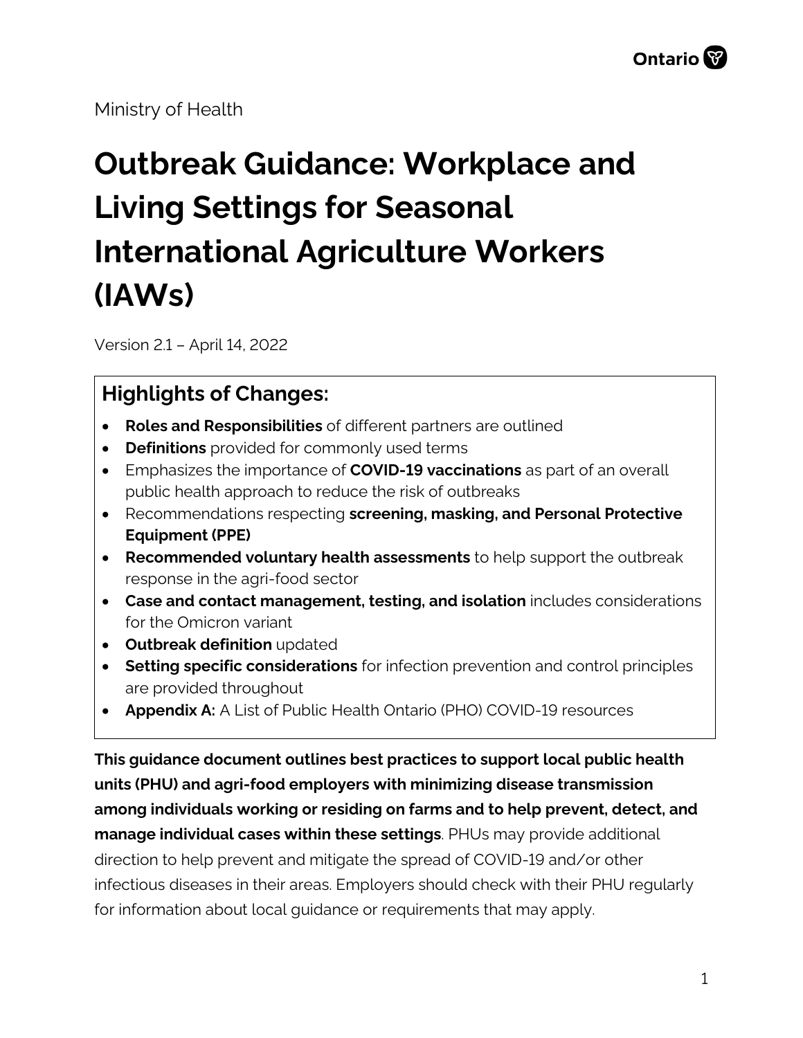Ministry of Health

# Outbreak Guidance: Workplace and Living Settings for Seasonal International Agriculture Workers (IAWs)

Version 2.1 – April 14, 2022

## Highlights of Changes:

- **Roles and Responsibilities** of different partners are outlined
- **Definitions** provided for commonly used terms
- Emphasizes the importance of **COVID-19 vaccinations** as part of an overall public health approach to reduce the risk of outbreaks
- Recommendations respecting **screening, masking, and Personal Protective Equipment (PPE)**
- **Recommended voluntary health assessments** to help support the outbreak response in the agri-food sector
- **Case and contact management, testing, and isolation** includes considerations for the Omicron variant
- **Outbreak definition** updated
- **Setting specific considerations** for infection prevention and control principles are provided throughout
- **Appendix A:** A List of Public Health Ontario (PHO) COVID-19 resources

**This guidance document outlines best practices to support local public health units (PHU) and agri-food employers with minimizing disease transmission among individuals working or residing on farms and to help prevent, detect, and manage individual cases within these settings**. PHUs may provide additional direction to help prevent and mitigate the spread of COVID-19 and/or other infectious diseases in their areas. Employers should check with their PHU regularly for information about local guidance or requirements that may apply.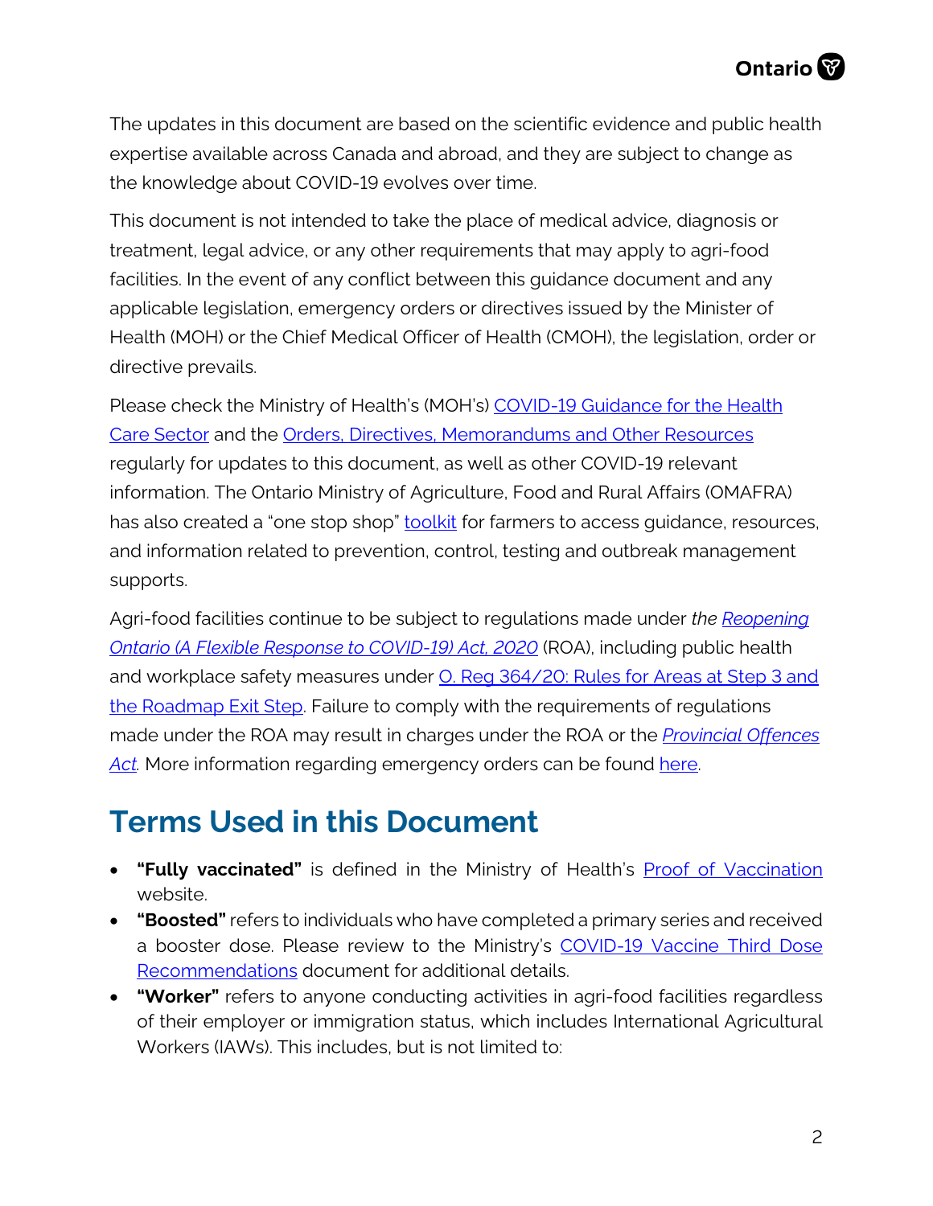The updates in this document are based on the scientific evidence and public health expertise available across Canada and abroad, and they are subject to change as the knowledge about COVID-19 evolves over time.

This document is not intended to take the place of medical advice, diagnosis or treatment, legal advice, or any other requirements that may apply to agri-food facilities. In the event of any conflict between this guidance document and any applicable legislation, emergency orders or directives issued by the Minister of Health (MOH) or the Chief Medical Officer of Health (CMOH), the legislation, order or directive prevails.

Please check the Ministry of Health's (MOH's) COVID-19 Guidance for the Health Care Sector and the Orders, Directives, Memorandums and Other Resources regularly for updates to this document, as well as other COVID-19 relevant information. The Ontario Ministry of Agriculture, Food and Rural Affairs (OMAFRA) has also created a "one stop shop" toolkit for farmers to access guidance, resources, and information related to prevention, control, testing and outbreak management supports.

Agri-food facilities continue to be subject to regulations made under *the Reopening Ontario (A Flexible Response to COVID-19) Act, 2020* (ROA), including public health and workplace safety measures under O. Reg 364/20: Rules for Areas at Step 3 and the Roadmap Exit Step. Failure to comply with the requirements of regulations made under the ROA may result in charges under the ROA or the *Provincial Offences Act*. More information regarding emergency orders can be found here.

## Terms Used in this Document

- **"Fully vaccinated"** is defined in the Ministry of Health's Proof of Vaccination website.
- **"Boosted"** refers to individuals who have completed a primary series and received a booster dose. Please review to the Ministry's COVID-19 Vaccine Third Dose Recommendations document for additional details.
- **"Worker"** refers to anyone conducting activities in agri-food facilities regardless of their employer or immigration status, which includes International Agricultural Workers (IAWs). This includes, but is not limited to: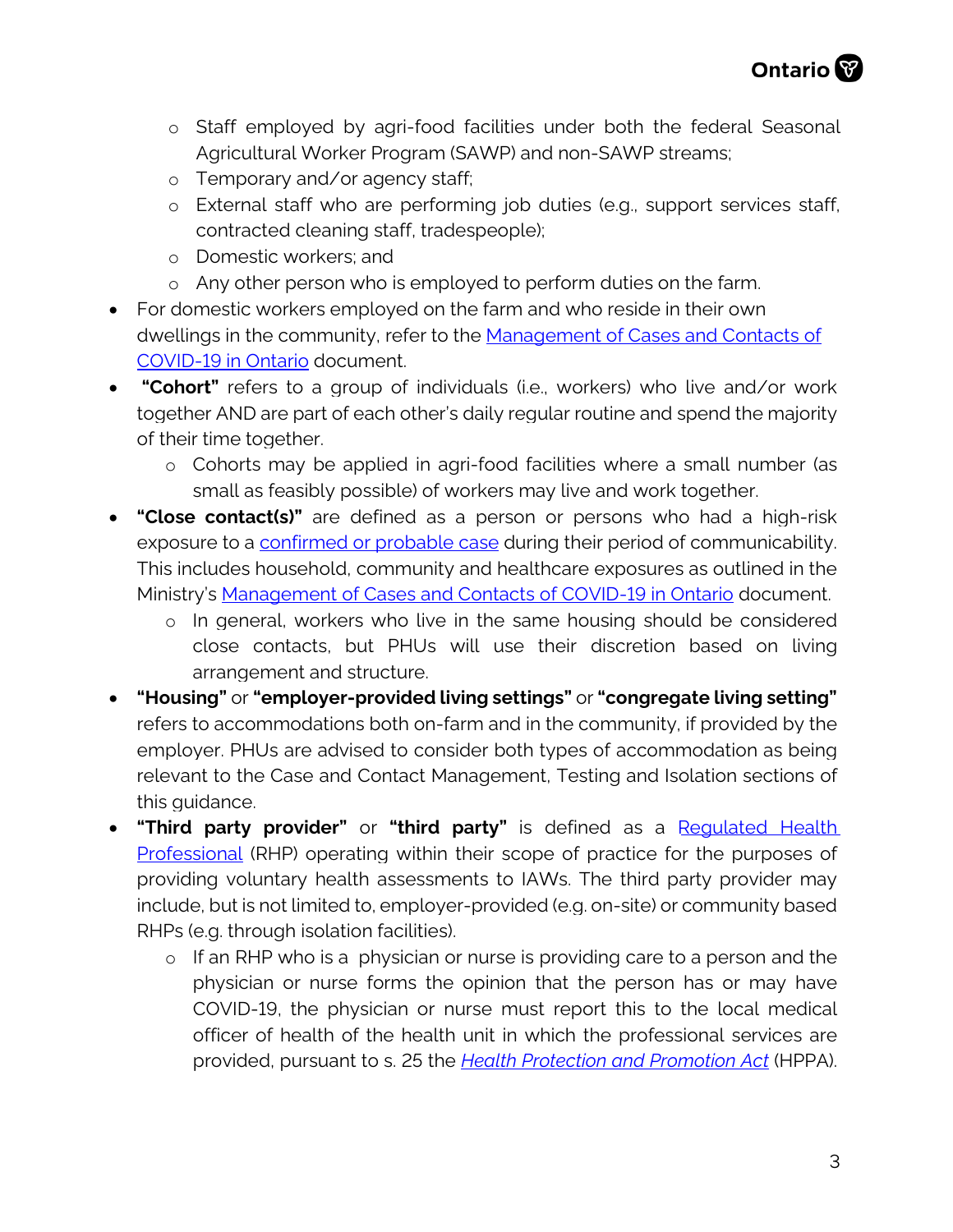- Staff employed by agri-food facilities under both the federal Seasonal Agricultural Worker Program (SAWP) and non-SAWP streams;
  - Temporary and/or agency staff;
  - External staff who are performing job duties (e.g., support services staff, contracted cleaning staff, tradespeople);
  - Domestic workers; and
  - Any other person who is employed to perform duties on the farm.
- For domestic workers employed on the farm and who reside in their own dwellings in the community, refer to the Management of Cases and Contacts of COVID-19 in Ontario document.
- **"Cohort"** refers to a group of individuals (i.e., workers) who live and/or work together AND are part of each other's daily regular routine and spend the majority of their time together.
  - Cohorts may be applied in agri-food facilities where a small number (as small as feasibly possible) of workers may live and work together.
- **"Close contact(s)"** are defined as a person or persons who had a high-risk exposure to a confirmed or probable case during their period of communicability. This includes household, community and healthcare exposures as outlined in the Ministry's Management of Cases and Contacts of COVID-19 in Ontario document.
  - In general, workers who live in the same housing should be considered close contacts, but PHUs will use their discretion based on living arrangement and structure.
- **"Housing"** or **"employer-provided living settings"** or **"congregate living setting"** refers to accommodations both on-farm and in the community, if provided by the employer. PHUs are advised to consider both types of accommodation as being relevant to the Case and Contact Management, Testing and Isolation sections of this guidance.
- **"Third party provider"** or **"third party"** is defined as a Regulated Health Professional (RHP) operating within their scope of practice for the purposes of providing voluntary health assessments to IAWs. The third party provider may include, but is not limited to, employer-provided (e.g. on-site) or community based RHPs (e.g. through isolation facilities).
  - If an RHP who is a physician or nurse is providing care to a person and the physician or nurse forms the opinion that the person has or may have COVID-19, the physician or nurse must report this to the local medical officer of health of the health unit in which the professional services are provided, pursuant to s. 25 the *Health Protection and Promotion Act* (HPPA).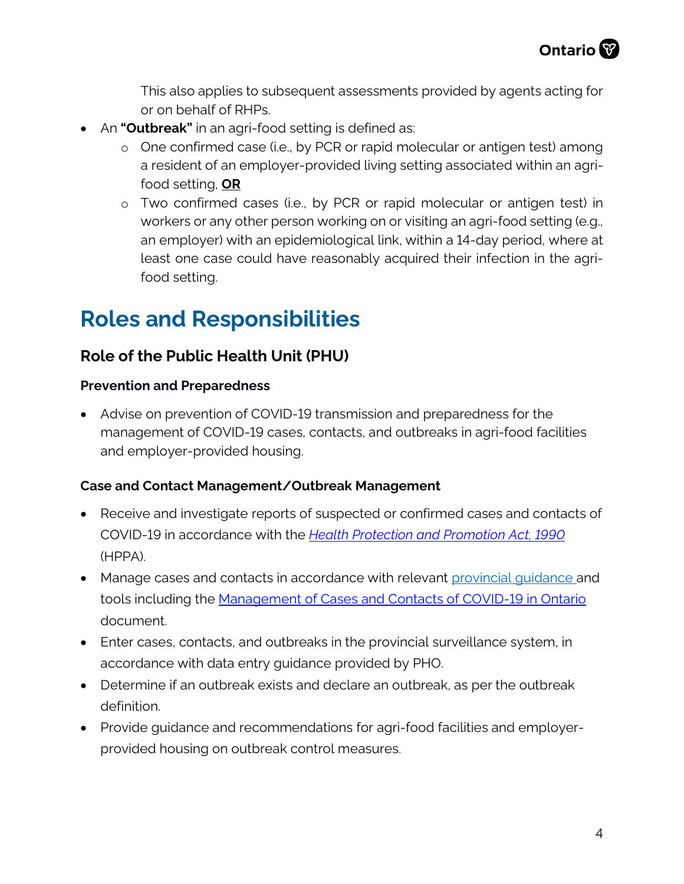This also applies to subsequent assessments provided by agents acting for or on behalf of RHPs.

- An **"Outbreak"** in an agri-food setting is defined as:
  - One confirmed case (i.e., by PCR or rapid molecular or antigen test) among a resident of an employer-provided living setting associated within an agri-food setting, **OR**
  - Two confirmed cases (i.e., by PCR or rapid molecular or antigen test) in workers or any other person working on or visiting an agri-food setting (e.g., an employer) with an epidemiological link, within a 14-day period, where at least one case could have reasonably acquired their infection in the agri-food setting.

# Roles and Responsibilities

## Role of the Public Health Unit (PHU)

### Prevention and Preparedness

- Advise on prevention of COVID-19 transmission and preparedness for the management of COVID-19 cases, contacts, and outbreaks in agri-food facilities and employer-provided housing.

### Case and Contact Management/Outbreak Management

- Receive and investigate reports of suspected or confirmed cases and contacts of COVID-19 in accordance with the *Health Protection and Promotion Act, 1990* (HPPA).
- Manage cases and contacts in accordance with relevant provincial guidance and tools including the Management of Cases and Contacts of COVID-19 in Ontario document.
- Enter cases, contacts, and outbreaks in the provincial surveillance system, in accordance with data entry guidance provided by PHO.
- Determine if an outbreak exists and declare an outbreak, as per the outbreak definition.
- Provide guidance and recommendations for agri-food facilities and employer-provided housing on outbreak control measures.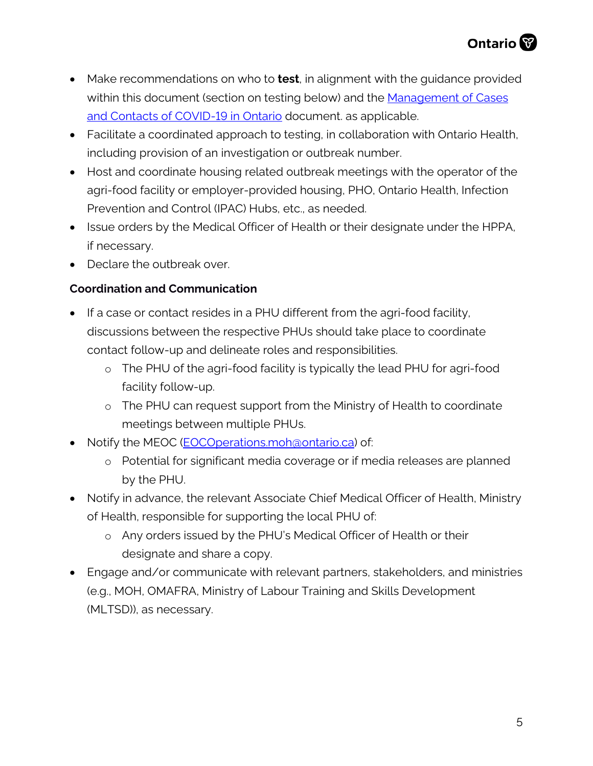- Make recommendations on who to **test**, in alignment with the guidance provided within this document (section on testing below) and the [Management of Cases and Contacts of COVID-19 in Ontario](https://www.health.gov.on.ca/) document. as applicable.
- Facilitate a coordinated approach to testing, in collaboration with Ontario Health, including provision of an investigation or outbreak number.
- Host and coordinate housing related outbreak meetings with the operator of the agri-food facility or employer-provided housing, PHO, Ontario Health, Infection Prevention and Control (IPAC) Hubs, etc., as needed.
- Issue orders by the Medical Officer of Health or their designate under the HPPA, if necessary.
- Declare the outbreak over.

**Coordination and Communication**

- If a case or contact resides in a PHU different from the agri-food facility, discussions between the respective PHUs should take place to coordinate contact follow-up and delineate roles and responsibilities.
  - The PHU of the agri-food facility is typically the lead PHU for agri-food facility follow-up.
  - The PHU can request support from the Ministry of Health to coordinate meetings between multiple PHUs.
- Notify the MEOC ([EOCOperations.moh@ontario.ca](mailto:EOCOperations.moh@ontario.ca)) of:
  - Potential for significant media coverage or if media releases are planned by the PHU.
- Notify in advance, the relevant Associate Chief Medical Officer of Health, Ministry of Health, responsible for supporting the local PHU of:
  - Any orders issued by the PHU's Medical Officer of Health or their designate and share a copy.
- Engage and/or communicate with relevant partners, stakeholders, and ministries (e.g., MOH, OMAFRA, Ministry of Labour Training and Skills Development (MLTSD)), as necessary.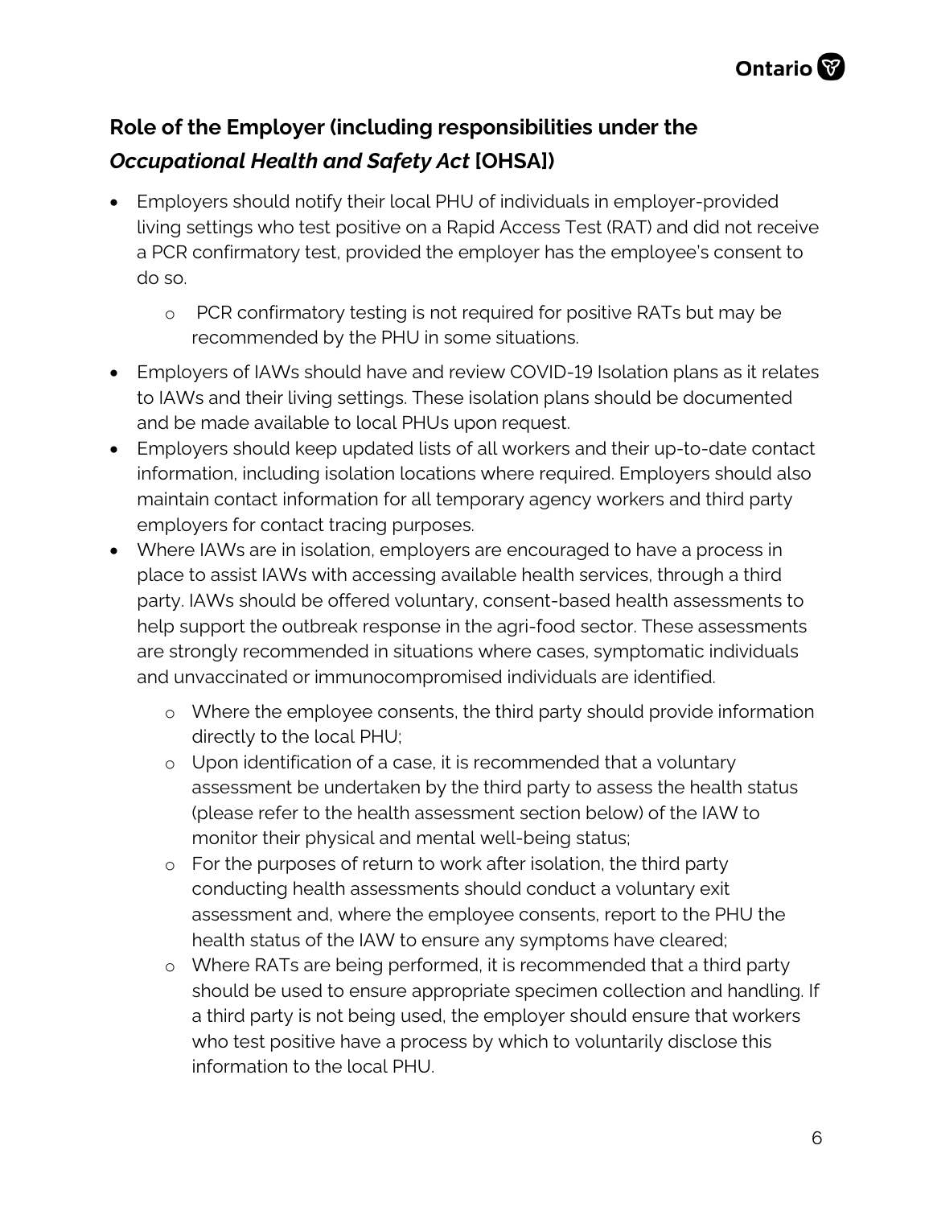## Role of the Employer (including responsibilities under the *Occupational Health and Safety Act* [OHSA])

- Employers should notify their local PHU of individuals in employer-provided living settings who test positive on a Rapid Access Test (RAT) and did not receive a PCR confirmatory test, provided the employer has the employee's consent to do so.
  - PCR confirmatory testing is not required for positive RATs but may be recommended by the PHU in some situations.
- Employers of IAWs should have and review COVID-19 Isolation plans as it relates to IAWs and their living settings. These isolation plans should be documented and be made available to local PHUs upon request.
- Employers should keep updated lists of all workers and their up-to-date contact information, including isolation locations where required. Employers should also maintain contact information for all temporary agency workers and third party employers for contact tracing purposes.
- Where IAWs are in isolation, employers are encouraged to have a process in place to assist IAWs with accessing available health services, through a third party. IAWs should be offered voluntary, consent-based health assessments to help support the outbreak response in the agri-food sector. These assessments are strongly recommended in situations where cases, symptomatic individuals and unvaccinated or immunocompromised individuals are identified.
  - Where the employee consents, the third party should provide information directly to the local PHU;
  - Upon identification of a case, it is recommended that a voluntary assessment be undertaken by the third party to assess the health status (please refer to the health assessment section below) of the IAW to monitor their physical and mental well-being status;
  - For the purposes of return to work after isolation, the third party conducting health assessments should conduct a voluntary exit assessment and, where the employee consents, report to the PHU the health status of the IAW to ensure any symptoms have cleared;
  - Where RATs are being performed, it is recommended that a third party should be used to ensure appropriate specimen collection and handling. If a third party is not being used, the employer should ensure that workers who test positive have a process by which to voluntarily disclose this information to the local PHU.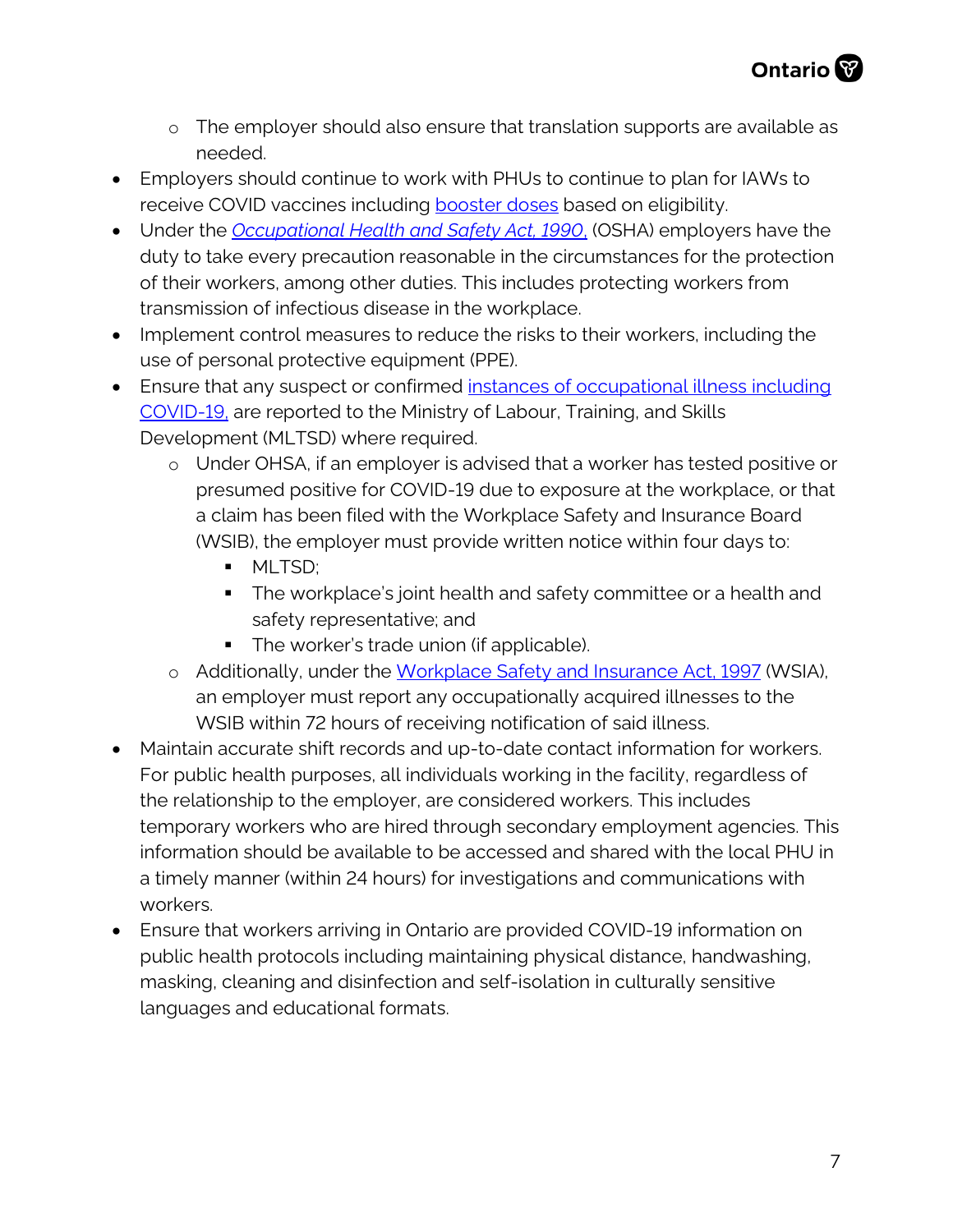- The employer should also ensure that translation supports are available as needed.

- Employers should continue to work with PHUs to continue to plan for IAWs to receive COVID vaccines including [booster doses]() based on eligibility.
- Under the [*Occupational Health and Safety Act, 1990,*]() (OSHA) employers have the duty to take every precaution reasonable in the circumstances for the protection of their workers, among other duties. This includes protecting workers from transmission of infectious disease in the workplace.
- Implement control measures to reduce the risks to their workers, including the use of personal protective equipment (PPE).
- Ensure that any suspect or confirmed [instances of occupational illness including COVID-19,]() are reported to the Ministry of Labour, Training, and Skills Development (MLTSD) where required.
  - Under OHSA, if an employer is advised that a worker has tested positive or presumed positive for COVID-19 due to exposure at the workplace, or that a claim has been filed with the Workplace Safety and Insurance Board (WSIB), the employer must provide written notice within four days to:
    - MLTSD;
    - The workplace's joint health and safety committee or a health and safety representative; and
    - The worker's trade union (if applicable).
  - Additionally, under the [Workplace Safety and Insurance Act, 1997]() (WSIA), an employer must report any occupationally acquired illnesses to the WSIB within 72 hours of receiving notification of said illness.
- Maintain accurate shift records and up-to-date contact information for workers. For public health purposes, all individuals working in the facility, regardless of the relationship to the employer, are considered workers. This includes temporary workers who are hired through secondary employment agencies. This information should be available to be accessed and shared with the local PHU in a timely manner (within 24 hours) for investigations and communications with workers.
- Ensure that workers arriving in Ontario are provided COVID-19 information on public health protocols including maintaining physical distance, handwashing, masking, cleaning and disinfection and self-isolation in culturally sensitive languages and educational formats.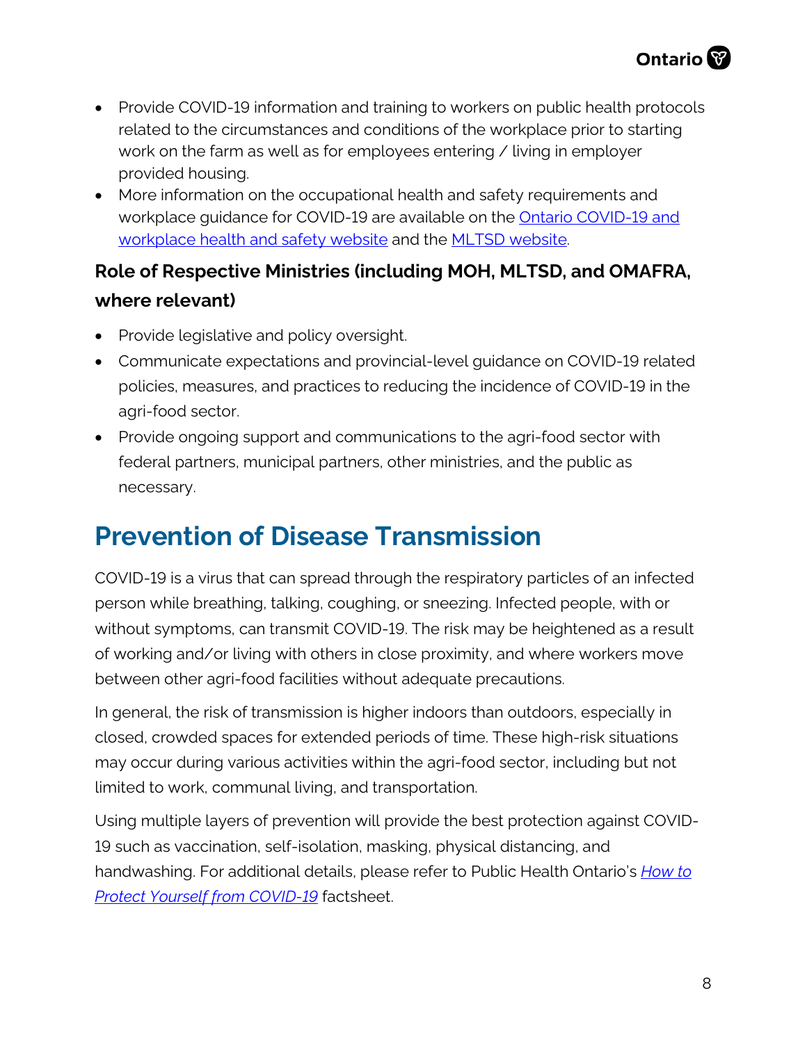- Provide COVID-19 information and training to workers on public health protocols related to the circumstances and conditions of the workplace prior to starting work on the farm as well as for employees entering / living in employer provided housing.
- More information on the occupational health and safety requirements and workplace guidance for COVID-19 are available on the [Ontario COVID-19 and workplace health and safety website]() and the [MLTSD website]().

### Role of Respective Ministries (including MOH, MLTSD, and OMAFRA, where relevant)

- Provide legislative and policy oversight.
- Communicate expectations and provincial-level guidance on COVID-19 related policies, measures, and practices to reducing the incidence of COVID-19 in the agri-food sector.
- Provide ongoing support and communications to the agri-food sector with federal partners, municipal partners, other ministries, and the public as necessary.

## Prevention of Disease Transmission

COVID-19 is a virus that can spread through the respiratory particles of an infected person while breathing, talking, coughing, or sneezing. Infected people, with or without symptoms, can transmit COVID-19. The risk may be heightened as a result of working and/or living with others in close proximity, and where workers move between other agri-food facilities without adequate precautions.

In general, the risk of transmission is higher indoors than outdoors, especially in closed, crowded spaces for extended periods of time. These high-risk situations may occur during various activities within the agri-food sector, including but not limited to work, communal living, and transportation.

Using multiple layers of prevention will provide the best protection against COVID-19 such as vaccination, self-isolation, masking, physical distancing, and handwashing. For additional details, please refer to Public Health Ontario's *[How to Protect Yourself from COVID-19]()* factsheet.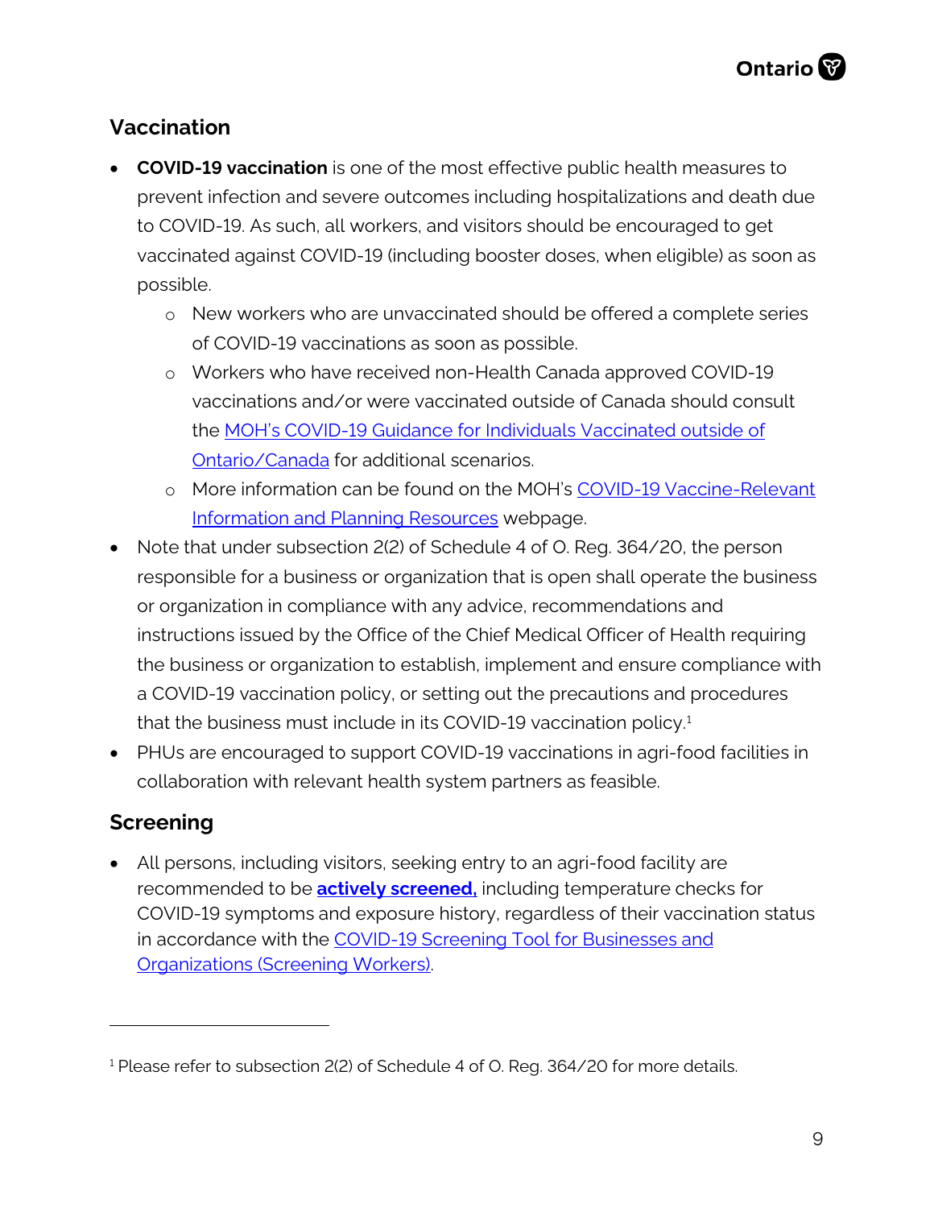## Vaccination

- **COVID-19 vaccination** is one of the most effective public health measures to prevent infection and severe outcomes including hospitalizations and death due to COVID-19. As such, all workers, and visitors should be encouraged to get vaccinated against COVID-19 (including booster doses, when eligible) as soon as possible.
  - New workers who are unvaccinated should be offered a complete series of COVID-19 vaccinations as soon as possible.
  - Workers who have received non-Health Canada approved COVID-19 vaccinations and/or were vaccinated outside of Canada should consult the MOH's COVID-19 Guidance for Individuals Vaccinated outside of Ontario/Canada for additional scenarios.
  - More information can be found on the MOH's COVID-19 Vaccine-Relevant Information and Planning Resources webpage.
- Note that under subsection 2(2) of Schedule 4 of O. Reg. 364/20, the person responsible for a business or organization that is open shall operate the business or organization in compliance with any advice, recommendations and instructions issued by the Office of the Chief Medical Officer of Health requiring the business or organization to establish, implement and ensure compliance with a COVID-19 vaccination policy, or setting out the precautions and procedures that the business must include in its COVID-19 vaccination policy.[1]
- PHUs are encouraged to support COVID-19 vaccinations in agri-food facilities in collaboration with relevant health system partners as feasible.

## Screening

- All persons, including visitors, seeking entry to an agri-food facility are recommended to be **actively screened,** including temperature checks for COVID-19 symptoms and exposure history, regardless of their vaccination status in accordance with the COVID-19 Screening Tool for Businesses and Organizations (Screening Workers).

[1] Please refer to subsection 2(2) of Schedule 4 of O. Reg. 364/20 for more details.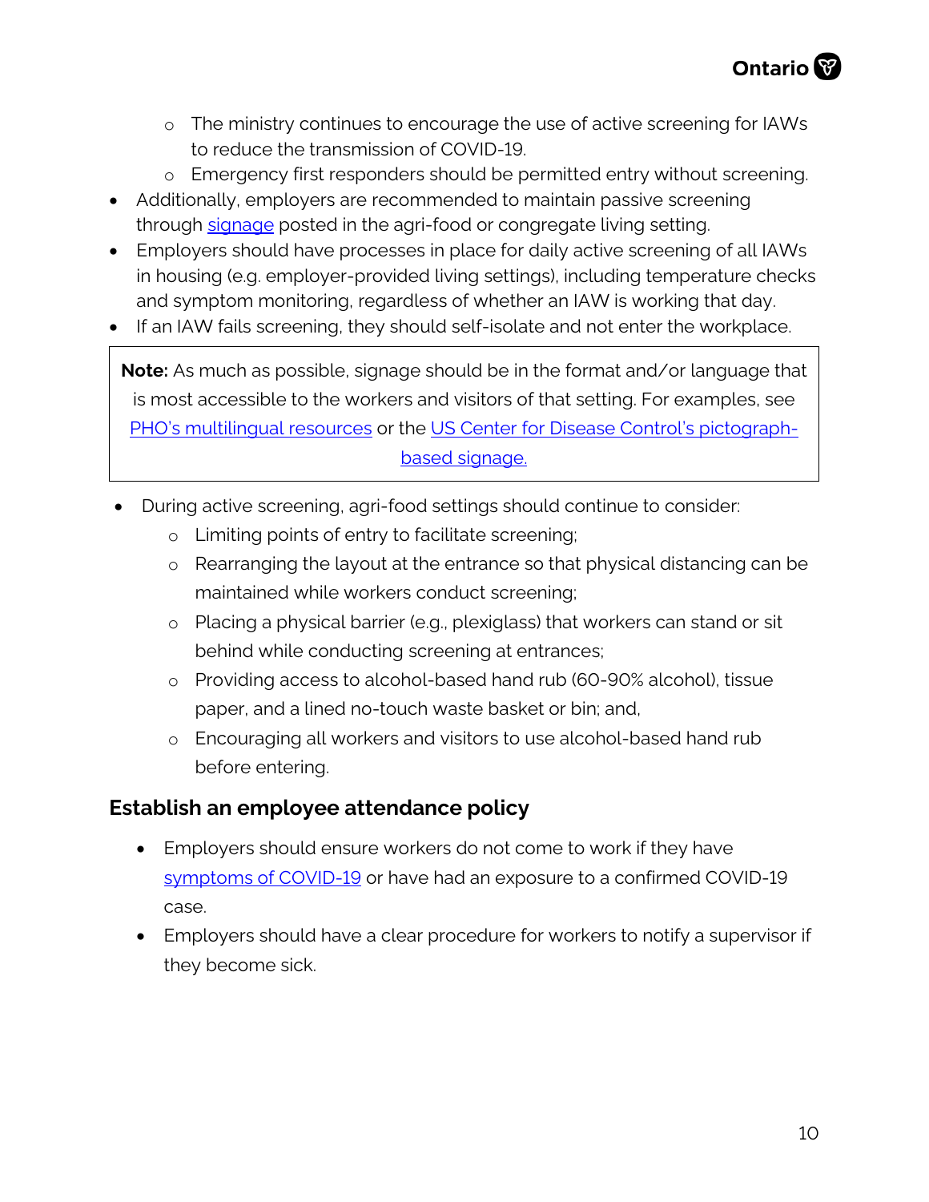- The ministry continues to encourage the use of active screening for IAWs to reduce the transmission of COVID-19.
  - Emergency first responders should be permitted entry without screening.
- Additionally, employers are recommended to maintain passive screening through signage posted in the agri-food or congregate living setting.
- Employers should have processes in place for daily active screening of all IAWs in housing (e.g. employer-provided living settings), including temperature checks and symptom monitoring, regardless of whether an IAW is working that day.
- If an IAW fails screening, they should self-isolate and not enter the workplace.

> **Note:** As much as possible, signage should be in the format and/or language that is most accessible to the workers and visitors of that setting. For examples, see PHO's multilingual resources or the US Center for Disease Control's pictograph-based signage.

- During active screening, agri-food settings should continue to consider:
  - Limiting points of entry to facilitate screening;
  - Rearranging the layout at the entrance so that physical distancing can be maintained while workers conduct screening;
  - Placing a physical barrier (e.g., plexiglass) that workers can stand or sit behind while conducting screening at entrances;
  - Providing access to alcohol-based hand rub (60-90% alcohol), tissue paper, and a lined no-touch waste basket or bin; and,
  - Encouraging all workers and visitors to use alcohol-based hand rub before entering.

### Establish an employee attendance policy

- Employers should ensure workers do not come to work if they have symptoms of COVID-19 or have had an exposure to a confirmed COVID-19 case.
- Employers should have a clear procedure for workers to notify a supervisor if they become sick.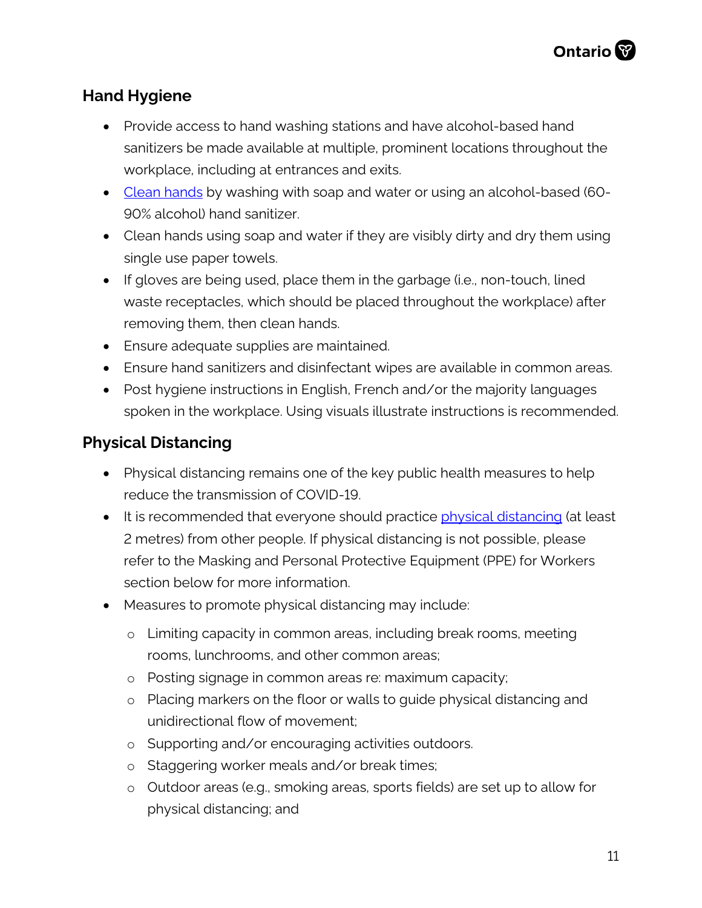## Hand Hygiene

- Provide access to hand washing stations and have alcohol-based hand sanitizers be made available at multiple, prominent locations throughout the workplace, including at entrances and exits.
- [Clean hands](#) by washing with soap and water or using an alcohol-based (60-90% alcohol) hand sanitizer.
- Clean hands using soap and water if they are visibly dirty and dry them using single use paper towels.
- If gloves are being used, place them in the garbage (i.e., non-touch, lined waste receptacles, which should be placed throughout the workplace) after removing them, then clean hands.
- Ensure adequate supplies are maintained.
- Ensure hand sanitizers and disinfectant wipes are available in common areas.
- Post hygiene instructions in English, French and/or the majority languages spoken in the workplace. Using visuals illustrate instructions is recommended.

## Physical Distancing

- Physical distancing remains one of the key public health measures to help reduce the transmission of COVID-19.
- It is recommended that everyone should practice [physical distancing](#) (at least 2 metres) from other people. If physical distancing is not possible, please refer to the Masking and Personal Protective Equipment (PPE) for Workers section below for more information.
- Measures to promote physical distancing may include:
  - Limiting capacity in common areas, including break rooms, meeting rooms, lunchrooms, and other common areas;
  - Posting signage in common areas re: maximum capacity;
  - Placing markers on the floor or walls to guide physical distancing and unidirectional flow of movement;
  - Supporting and/or encouraging activities outdoors.
  - Staggering worker meals and/or break times;
  - Outdoor areas (e.g., smoking areas, sports fields) are set up to allow for physical distancing; and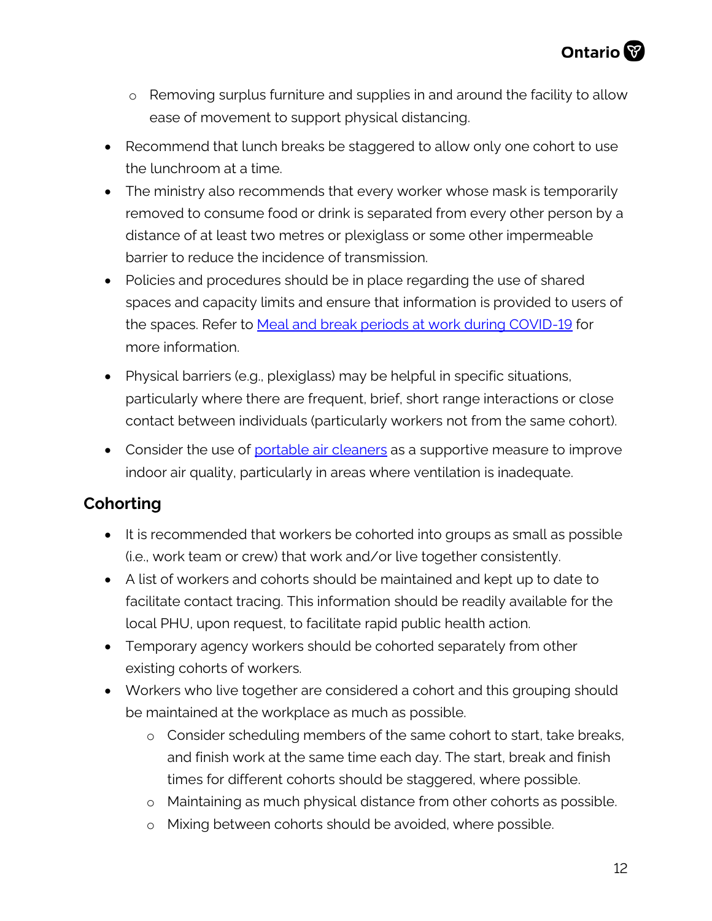- Removing surplus furniture and supplies in and around the facility to allow ease of movement to support physical distancing.
- Recommend that lunch breaks be staggered to allow only one cohort to use the lunchroom at a time.
- The ministry also recommends that every worker whose mask is temporarily removed to consume food or drink is separated from every other person by a distance of at least two metres or plexiglass or some other impermeable barrier to reduce the incidence of transmission.
- Policies and procedures should be in place regarding the use of shared spaces and capacity limits and ensure that information is provided to users of the spaces. Refer to [Meal and break periods at work during COVID-19]() for more information.
- Physical barriers (e.g., plexiglass) may be helpful in specific situations, particularly where there are frequent, brief, short range interactions or close contact between individuals (particularly workers not from the same cohort).
- Consider the use of [portable air cleaners]() as a supportive measure to improve indoor air quality, particularly in areas where ventilation is inadequate.

## Cohorting

- It is recommended that workers be cohorted into groups as small as possible (i.e., work team or crew) that work and/or live together consistently.
- A list of workers and cohorts should be maintained and kept up to date to facilitate contact tracing. This information should be readily available for the local PHU, upon request, to facilitate rapid public health action.
- Temporary agency workers should be cohorted separately from other existing cohorts of workers.
- Workers who live together are considered a cohort and this grouping should be maintained at the workplace as much as possible.
  - Consider scheduling members of the same cohort to start, take breaks, and finish work at the same time each day. The start, break and finish times for different cohorts should be staggered, where possible.
  - Maintaining as much physical distance from other cohorts as possible.
  - Mixing between cohorts should be avoided, where possible.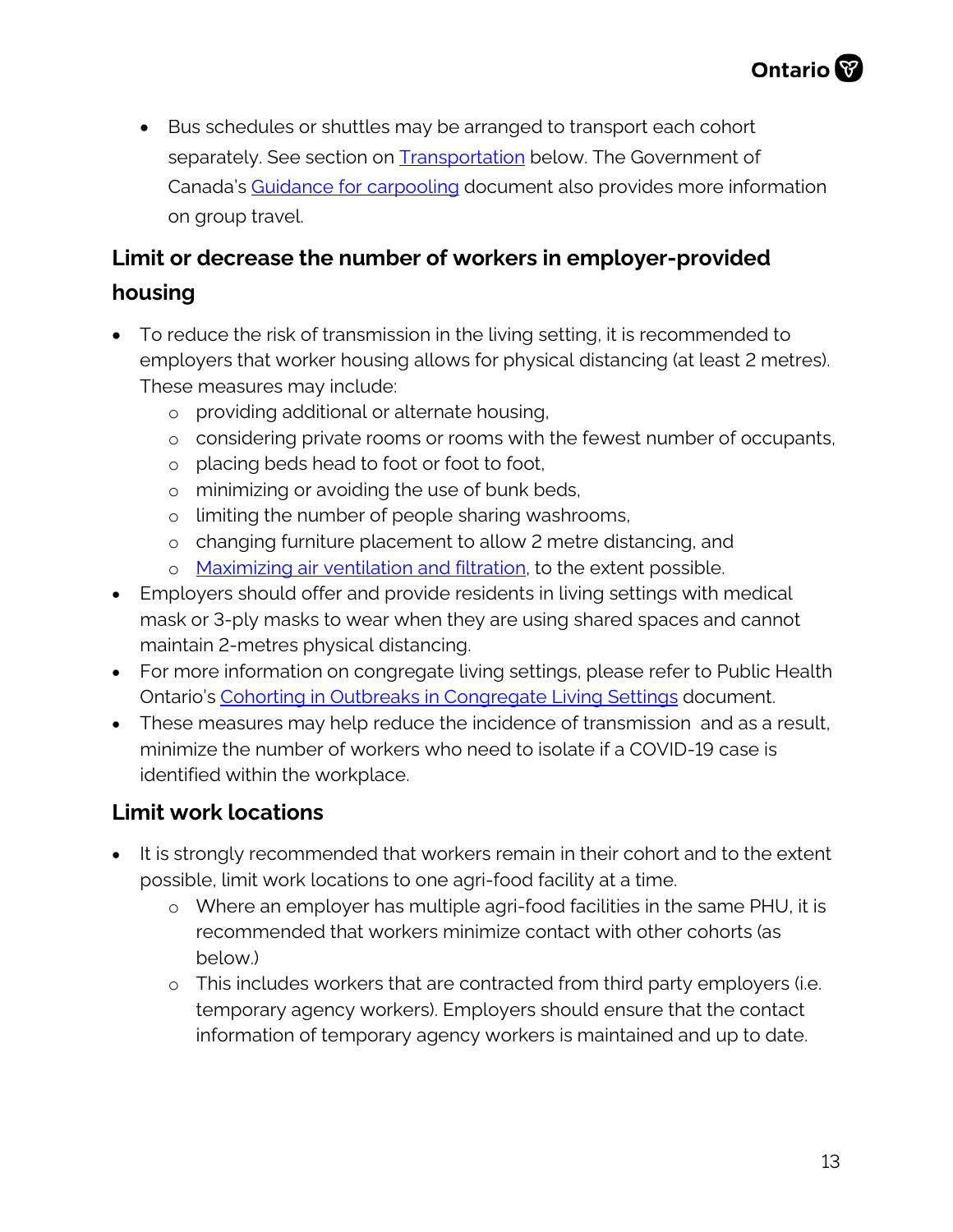- Bus schedules or shuttles may be arranged to transport each cohort separately. See section on [Transportation](#) below. The Government of Canada's [Guidance for carpooling](#) document also provides more information on group travel.

### Limit or decrease the number of workers in employer-provided housing

- To reduce the risk of transmission in the living setting, it is recommended to employers that worker housing allows for physical distancing (at least 2 metres). These measures may include:
  - providing additional or alternate housing,
  - considering private rooms or rooms with the fewest number of occupants,
  - placing beds head to foot or foot to foot,
  - minimizing or avoiding the use of bunk beds,
  - limiting the number of people sharing washrooms,
  - changing furniture placement to allow 2 metre distancing, and
  - [Maximizing air ventilation and filtration](#), to the extent possible.
- Employers should offer and provide residents in living settings with medical mask or 3-ply masks to wear when they are using shared spaces and cannot maintain 2-metres physical distancing.
- For more information on congregate living settings, please refer to Public Health Ontario's [Cohorting in Outbreaks in Congregate Living Settings](#) document.
- These measures may help reduce the incidence of transmission and as a result, minimize the number of workers who need to isolate if a COVID-19 case is identified within the workplace.

### Limit work locations

- It is strongly recommended that workers remain in their cohort and to the extent possible, limit work locations to one agri-food facility at a time.
  - Where an employer has multiple agri-food facilities in the same PHU, it is recommended that workers minimize contact with other cohorts (as below.)
  - This includes workers that are contracted from third party employers (i.e. temporary agency workers). Employers should ensure that the contact information of temporary agency workers is maintained and up to date.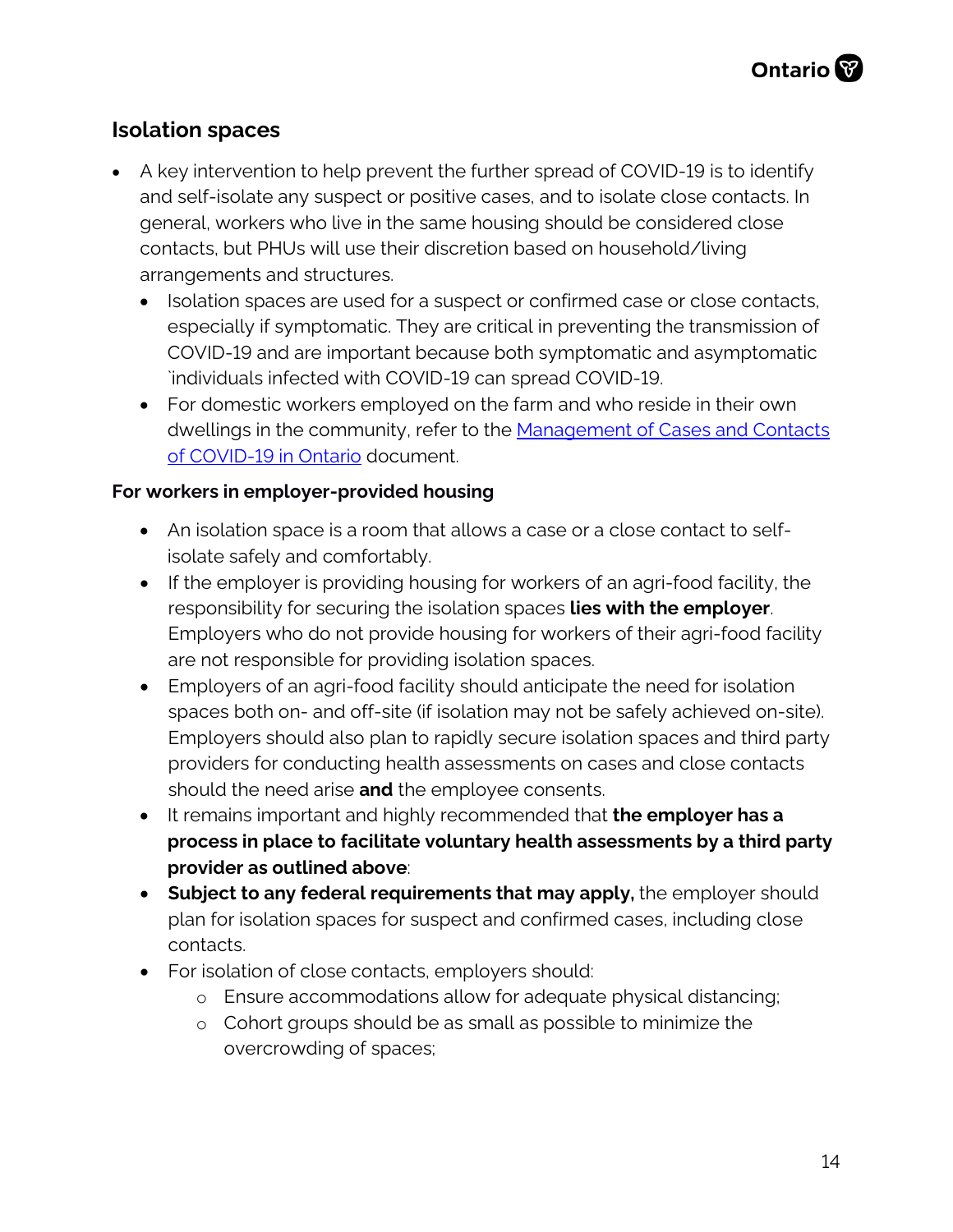## Isolation spaces

- A key intervention to help prevent the further spread of COVID-19 is to identify and self-isolate any suspect or positive cases, and to isolate close contacts. In general, workers who live in the same housing should be considered close contacts, but PHUs will use their discretion based on household/living arrangements and structures.
  - Isolation spaces are used for a suspect or confirmed case or close contacts, especially if symptomatic. They are critical in preventing the transmission of COVID-19 and are important because both symptomatic and asymptomatic `individuals infected with COVID-19 can spread COVID-19.
  - For domestic workers employed on the farm and who reside in their own dwellings in the community, refer to the [Management of Cases and Contacts of COVID-19 in Ontario]() document.

**For workers in employer-provided housing**

- An isolation space is a room that allows a case or a close contact to self-isolate safely and comfortably.
- If the employer is providing housing for workers of an agri-food facility, the responsibility for securing the isolation spaces **lies with the employer**. Employers who do not provide housing for workers of their agri-food facility are not responsible for providing isolation spaces.
- Employers of an agri-food facility should anticipate the need for isolation spaces both on- and off-site (if isolation may not be safely achieved on-site). Employers should also plan to rapidly secure isolation spaces and third party providers for conducting health assessments on cases and close contacts should the need arise **and** the employee consents.
- It remains important and highly recommended that **the employer has a process in place to facilitate voluntary health assessments by a third party provider as outlined above**:
- **Subject to any federal requirements that may apply,** the employer should plan for isolation spaces for suspect and confirmed cases, including close contacts.
- For isolation of close contacts, employers should:
  - Ensure accommodations allow for adequate physical distancing;
  - Cohort groups should be as small as possible to minimize the overcrowding of spaces;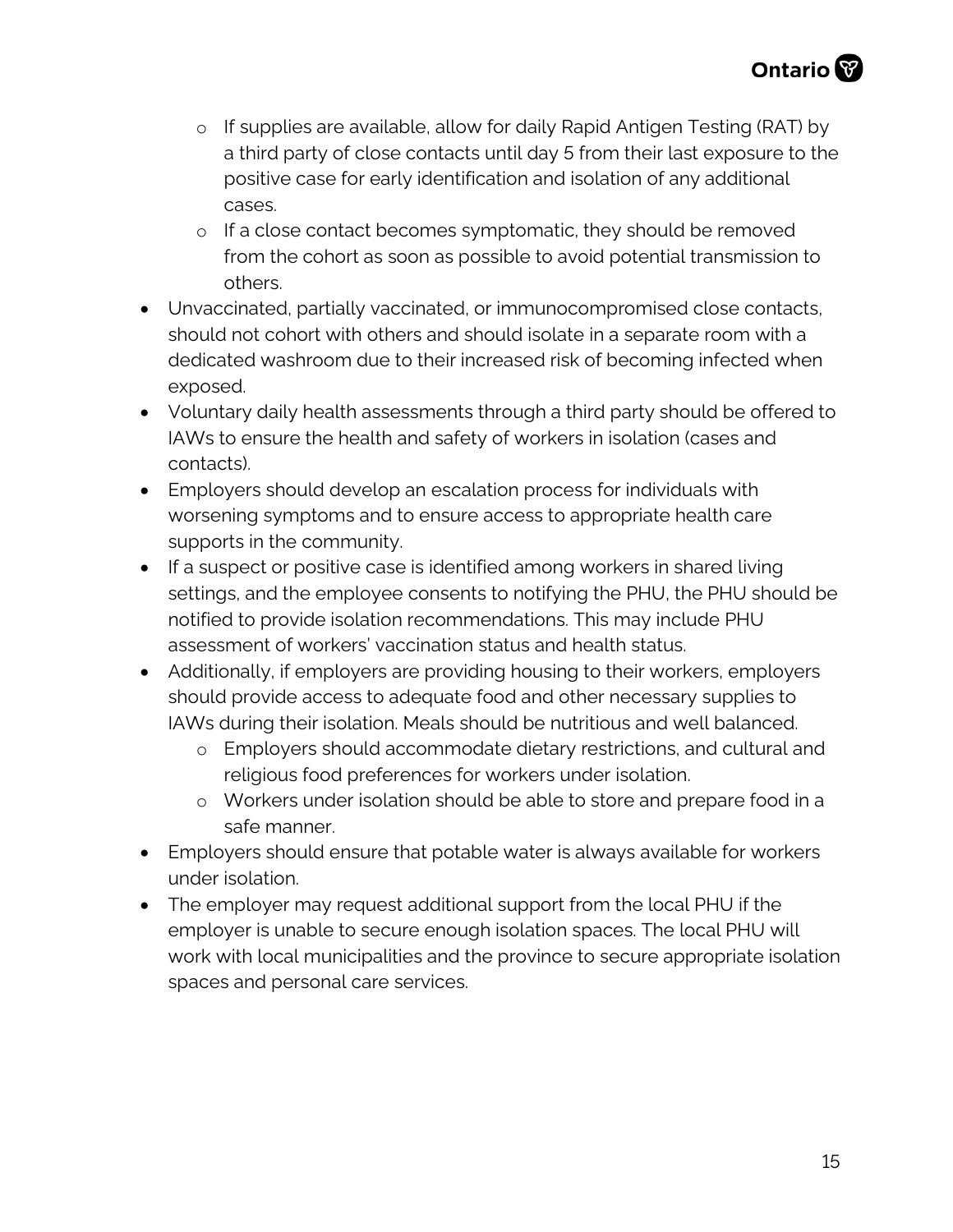- If supplies are available, allow for daily Rapid Antigen Testing (RAT) by a third party of close contacts until day 5 from their last exposure to the positive case for early identification and isolation of any additional cases.
  - If a close contact becomes symptomatic, they should be removed from the cohort as soon as possible to avoid potential transmission to others.
- Unvaccinated, partially vaccinated, or immunocompromised close contacts, should not cohort with others and should isolate in a separate room with a dedicated washroom due to their increased risk of becoming infected when exposed.
- Voluntary daily health assessments through a third party should be offered to IAWs to ensure the health and safety of workers in isolation (cases and contacts).
- Employers should develop an escalation process for individuals with worsening symptoms and to ensure access to appropriate health care supports in the community.
- If a suspect or positive case is identified among workers in shared living settings, and the employee consents to notifying the PHU, the PHU should be notified to provide isolation recommendations. This may include PHU assessment of workers' vaccination status and health status.
- Additionally, if employers are providing housing to their workers, employers should provide access to adequate food and other necessary supplies to IAWs during their isolation. Meals should be nutritious and well balanced.
  - Employers should accommodate dietary restrictions, and cultural and religious food preferences for workers under isolation.
  - Workers under isolation should be able to store and prepare food in a safe manner.
- Employers should ensure that potable water is always available for workers under isolation.
- The employer may request additional support from the local PHU if the employer is unable to secure enough isolation spaces. The local PHU will work with local municipalities and the province to secure appropriate isolation spaces and personal care services.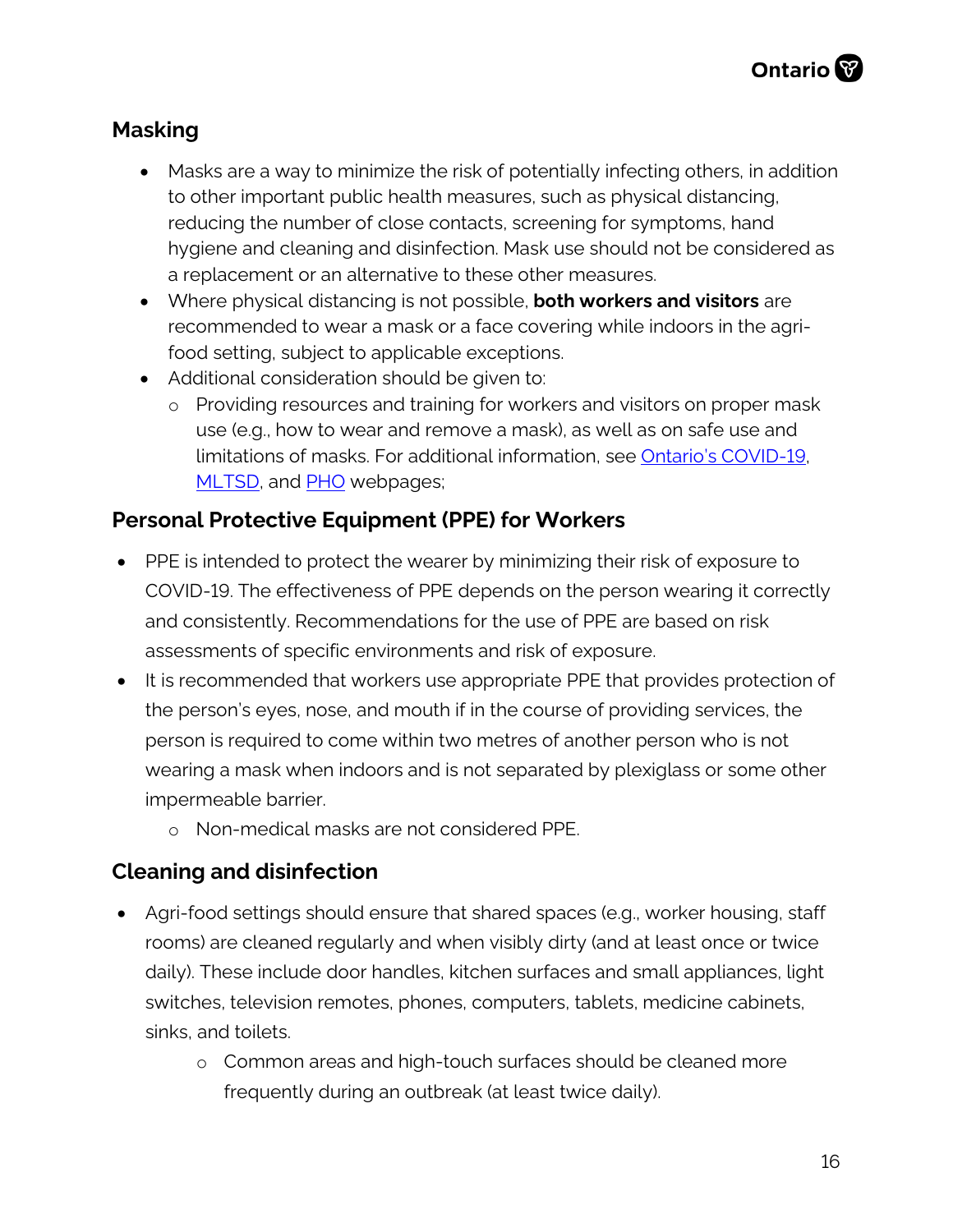## Masking

- Masks are a way to minimize the risk of potentially infecting others, in addition to other important public health measures, such as physical distancing, reducing the number of close contacts, screening for symptoms, hand hygiene and cleaning and disinfection. Mask use should not be considered as a replacement or an alternative to these other measures.
- Where physical distancing is not possible, **both workers and visitors** are recommended to wear a mask or a face covering while indoors in the agri-food setting, subject to applicable exceptions.
- Additional consideration should be given to:
  - Providing resources and training for workers and visitors on proper mask use (e.g., how to wear and remove a mask), as well as on safe use and limitations of masks. For additional information, see Ontario's COVID-19, MLTSD, and PHO webpages;

## Personal Protective Equipment (PPE) for Workers

- PPE is intended to protect the wearer by minimizing their risk of exposure to COVID-19. The effectiveness of PPE depends on the person wearing it correctly and consistently. Recommendations for the use of PPE are based on risk assessments of specific environments and risk of exposure.
- It is recommended that workers use appropriate PPE that provides protection of the person's eyes, nose, and mouth if in the course of providing services, the person is required to come within two metres of another person who is not wearing a mask when indoors and is not separated by plexiglass or some other impermeable barrier.
  - Non-medical masks are not considered PPE.

## Cleaning and disinfection

- Agri-food settings should ensure that shared spaces (e.g., worker housing, staff rooms) are cleaned regularly and when visibly dirty (and at least once or twice daily). These include door handles, kitchen surfaces and small appliances, light switches, television remotes, phones, computers, tablets, medicine cabinets, sinks, and toilets.
  - Common areas and high-touch surfaces should be cleaned more frequently during an outbreak (at least twice daily).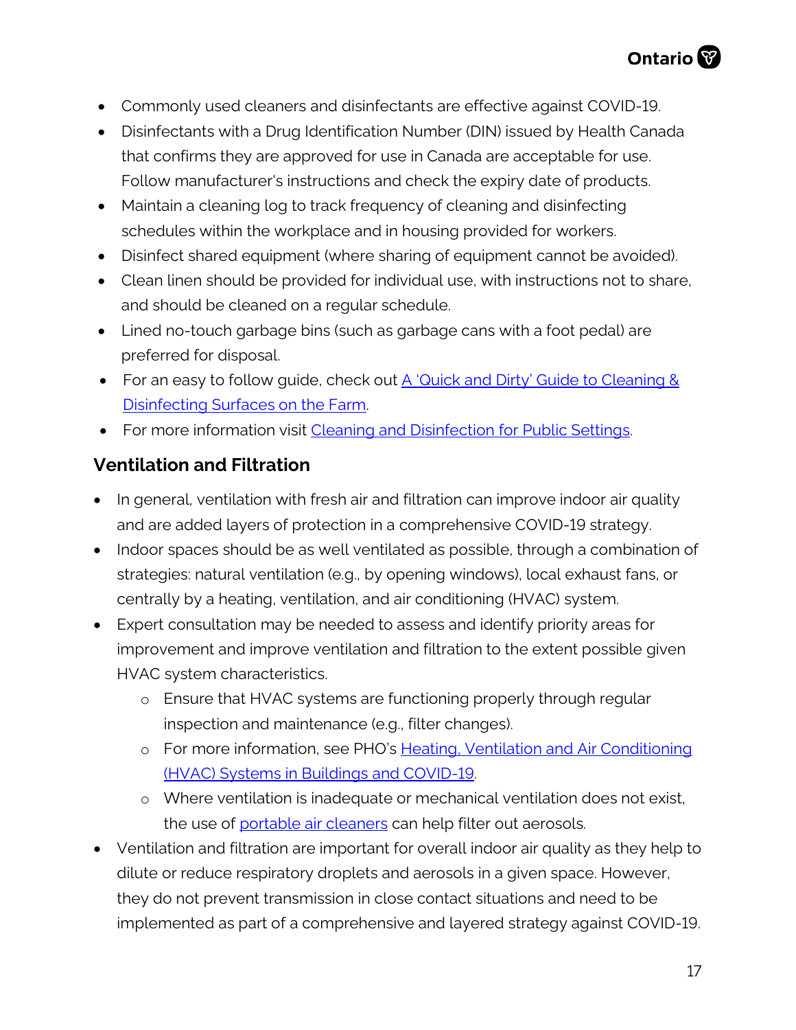- Commonly used cleaners and disinfectants are effective against COVID-19.
- Disinfectants with a Drug Identification Number (DIN) issued by Health Canada that confirms they are approved for use in Canada are acceptable for use. Follow manufacturer's instructions and check the expiry date of products.
- Maintain a cleaning log to track frequency of cleaning and disinfecting schedules within the workplace and in housing provided for workers.
- Disinfect shared equipment (where sharing of equipment cannot be avoided).
- Clean linen should be provided for individual use, with instructions not to share, and should be cleaned on a regular schedule.
- Lined no-touch garbage bins (such as garbage cans with a foot pedal) are preferred for disposal.
- For an easy to follow guide, check out A 'Quick and Dirty' Guide to Cleaning & Disinfecting Surfaces on the Farm.
- For more information visit Cleaning and Disinfection for Public Settings.

## Ventilation and Filtration

- In general, ventilation with fresh air and filtration can improve indoor air quality and are added layers of protection in a comprehensive COVID-19 strategy.
- Indoor spaces should be as well ventilated as possible, through a combination of strategies: natural ventilation (e.g., by opening windows), local exhaust fans, or centrally by a heating, ventilation, and air conditioning (HVAC) system.
- Expert consultation may be needed to assess and identify priority areas for improvement and improve ventilation and filtration to the extent possible given HVAC system characteristics.
  - Ensure that HVAC systems are functioning properly through regular inspection and maintenance (e.g., filter changes).
  - For more information, see PHO's Heating, Ventilation and Air Conditioning (HVAC) Systems in Buildings and COVID-19.
  - Where ventilation is inadequate or mechanical ventilation does not exist, the use of portable air cleaners can help filter out aerosols.
- Ventilation and filtration are important for overall indoor air quality as they help to dilute or reduce respiratory droplets and aerosols in a given space. However, they do not prevent transmission in close contact situations and need to be implemented as part of a comprehensive and layered strategy against COVID-19.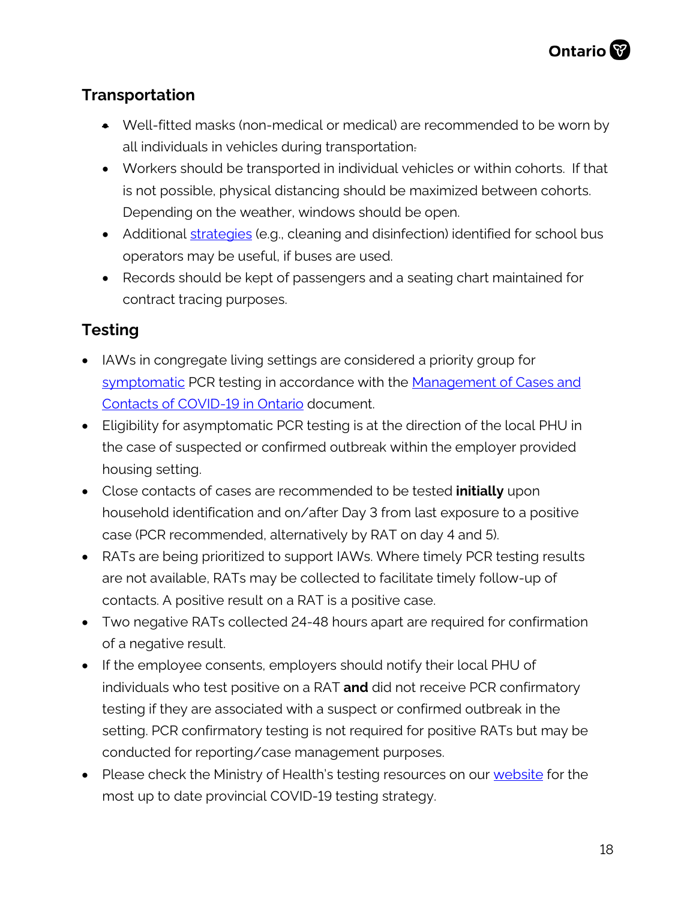## Transportation

- Well-fitted masks (non-medical or medical) are recommended to be worn by all individuals in vehicles during transportation.
- Workers should be transported in individual vehicles or within cohorts. If that is not possible, physical distancing should be maximized between cohorts. Depending on the weather, windows should be open.
- Additional strategies (e.g., cleaning and disinfection) identified for school bus operators may be useful, if buses are used.
- Records should be kept of passengers and a seating chart maintained for contract tracing purposes.

## Testing

- IAWs in congregate living settings are considered a priority group for symptomatic PCR testing in accordance with the Management of Cases and Contacts of COVID-19 in Ontario document.
- Eligibility for asymptomatic PCR testing is at the direction of the local PHU in the case of suspected or confirmed outbreak within the employer provided housing setting.
- Close contacts of cases are recommended to be tested **initially** upon household identification and on/after Day 3 from last exposure to a positive case (PCR recommended, alternatively by RAT on day 4 and 5).
- RATs are being prioritized to support IAWs. Where timely PCR testing results are not available, RATs may be collected to facilitate timely follow-up of contacts. A positive result on a RAT is a positive case.
- Two negative RATs collected 24-48 hours apart are required for confirmation of a negative result.
- If the employee consents, employers should notify their local PHU of individuals who test positive on a RAT **and** did not receive PCR confirmatory testing if they are associated with a suspect or confirmed outbreak in the setting. PCR confirmatory testing is not required for positive RATs but may be conducted for reporting/case management purposes.
- Please check the Ministry of Health's testing resources on our website for the most up to date provincial COVID-19 testing strategy.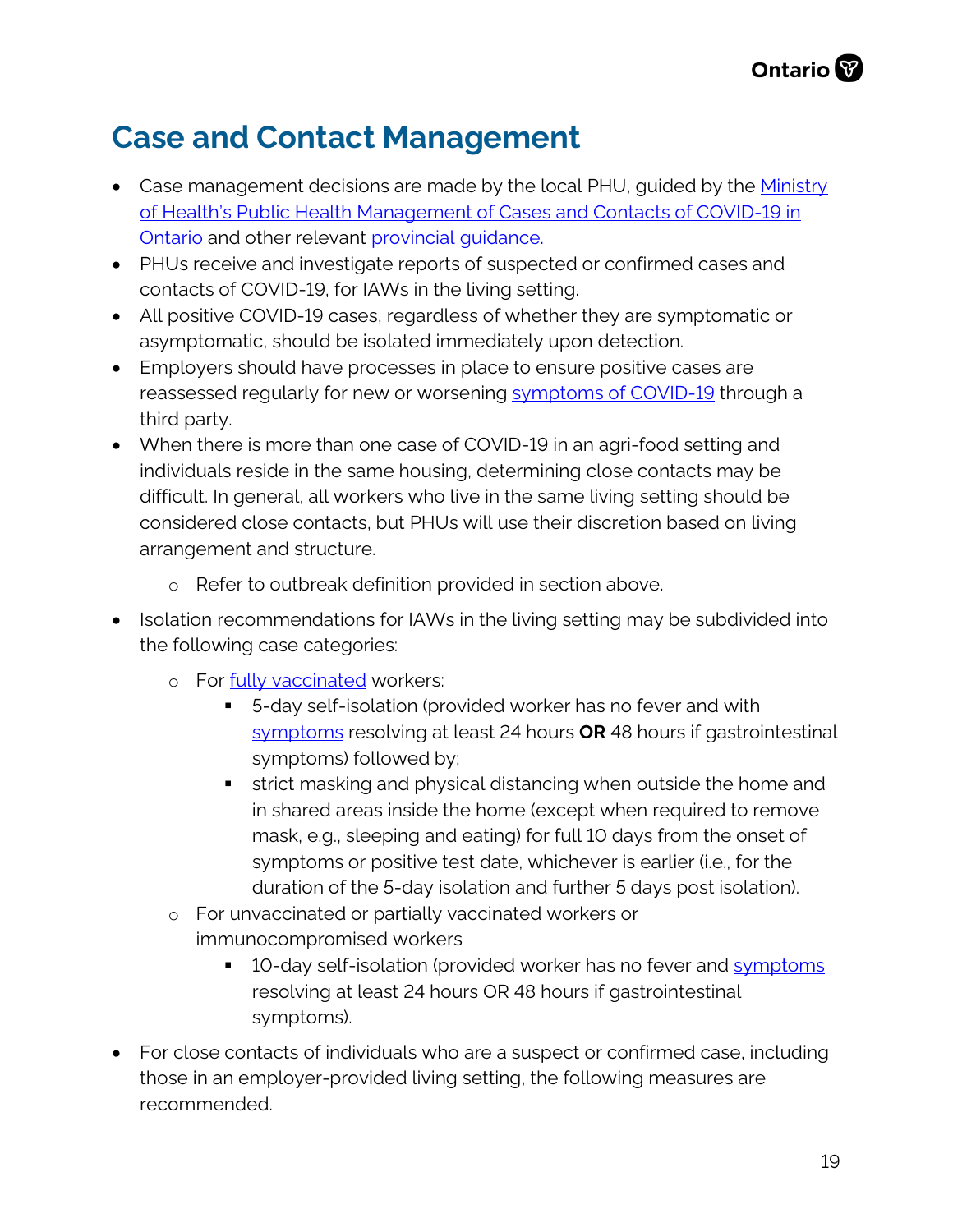# Case and Contact Management

- Case management decisions are made by the local PHU, guided by the [Ministry of Health's Public Health Management of Cases and Contacts of COVID-19 in Ontario](#) and other relevant [provincial guidance.](#)
- PHUs receive and investigate reports of suspected or confirmed cases and contacts of COVID-19, for IAWs in the living setting.
- All positive COVID-19 cases, regardless of whether they are symptomatic or asymptomatic, should be isolated immediately upon detection.
- Employers should have processes in place to ensure positive cases are reassessed regularly for new or worsening [symptoms of COVID-19](#) through a third party.
- When there is more than one case of COVID-19 in an agri-food setting and individuals reside in the same housing, determining close contacts may be difficult. In general, all workers who live in the same living setting should be considered close contacts, but PHUs will use their discretion based on living arrangement and structure.
  - Refer to outbreak definition provided in section above.
- Isolation recommendations for IAWs in the living setting may be subdivided into the following case categories:
  - For [fully vaccinated](#) workers:
    - 5-day self-isolation (provided worker has no fever and with [symptoms](#) resolving at least 24 hours **OR** 48 hours if gastrointestinal symptoms) followed by;
    - strict masking and physical distancing when outside the home and in shared areas inside the home (except when required to remove mask, e.g., sleeping and eating) for full 10 days from the onset of symptoms or positive test date, whichever is earlier (i.e., for the duration of the 5-day isolation and further 5 days post isolation).
  - For unvaccinated or partially vaccinated workers or immunocompromised workers
    - 10-day self-isolation (provided worker has no fever and [symptoms](#) resolving at least 24 hours OR 48 hours if gastrointestinal symptoms).
- For close contacts of individuals who are a suspect or confirmed case, including those in an employer-provided living setting, the following measures are recommended.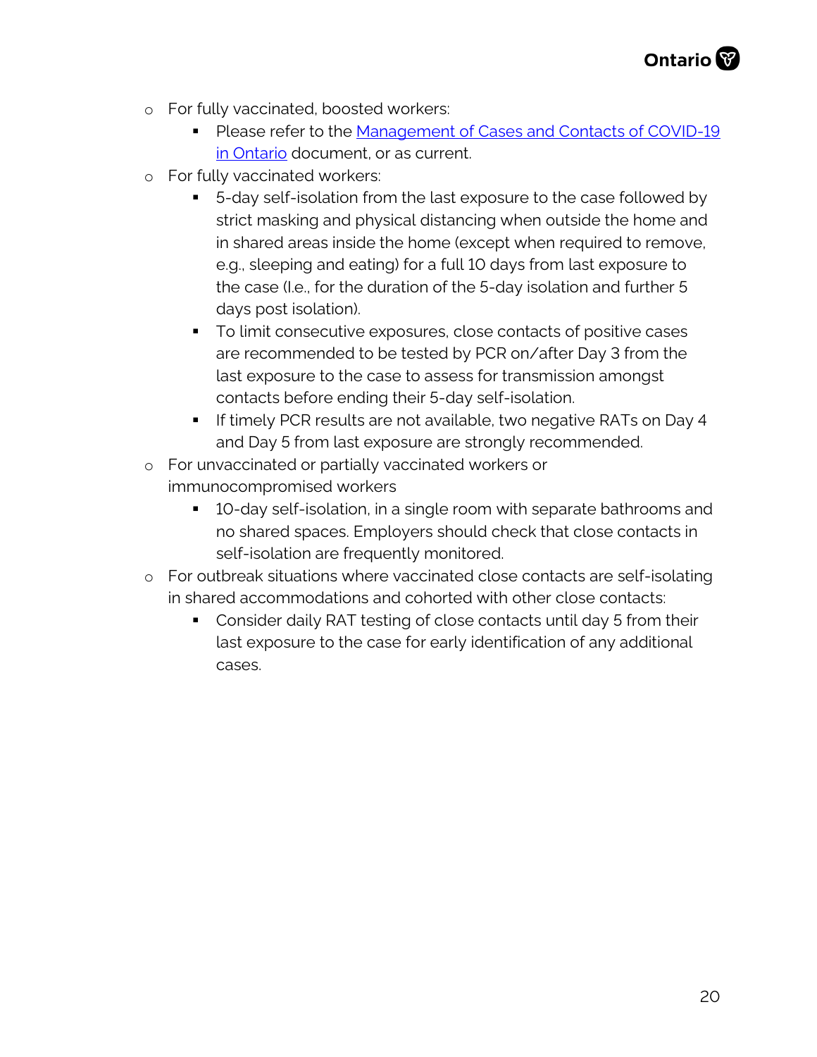- For fully vaccinated, boosted workers:
  - Please refer to the [Management of Cases and Contacts of COVID-19 in Ontario](#) document, or as current.
- For fully vaccinated workers:
  - 5-day self-isolation from the last exposure to the case followed by strict masking and physical distancing when outside the home and in shared areas inside the home (except when required to remove, e.g., sleeping and eating) for a full 10 days from last exposure to the case (I.e., for the duration of the 5-day isolation and further 5 days post isolation).
  - To limit consecutive exposures, close contacts of positive cases are recommended to be tested by PCR on/after Day 3 from the last exposure to the case to assess for transmission amongst contacts before ending their 5-day self-isolation.
  - If timely PCR results are not available, two negative RATs on Day 4 and Day 5 from last exposure are strongly recommended.
- For unvaccinated or partially vaccinated workers or immunocompromised workers
  - 10-day self-isolation, in a single room with separate bathrooms and no shared spaces. Employers should check that close contacts in self-isolation are frequently monitored.
- For outbreak situations where vaccinated close contacts are self-isolating in shared accommodations and cohorted with other close contacts:
  - Consider daily RAT testing of close contacts until day 5 from their last exposure to the case for early identification of any additional cases.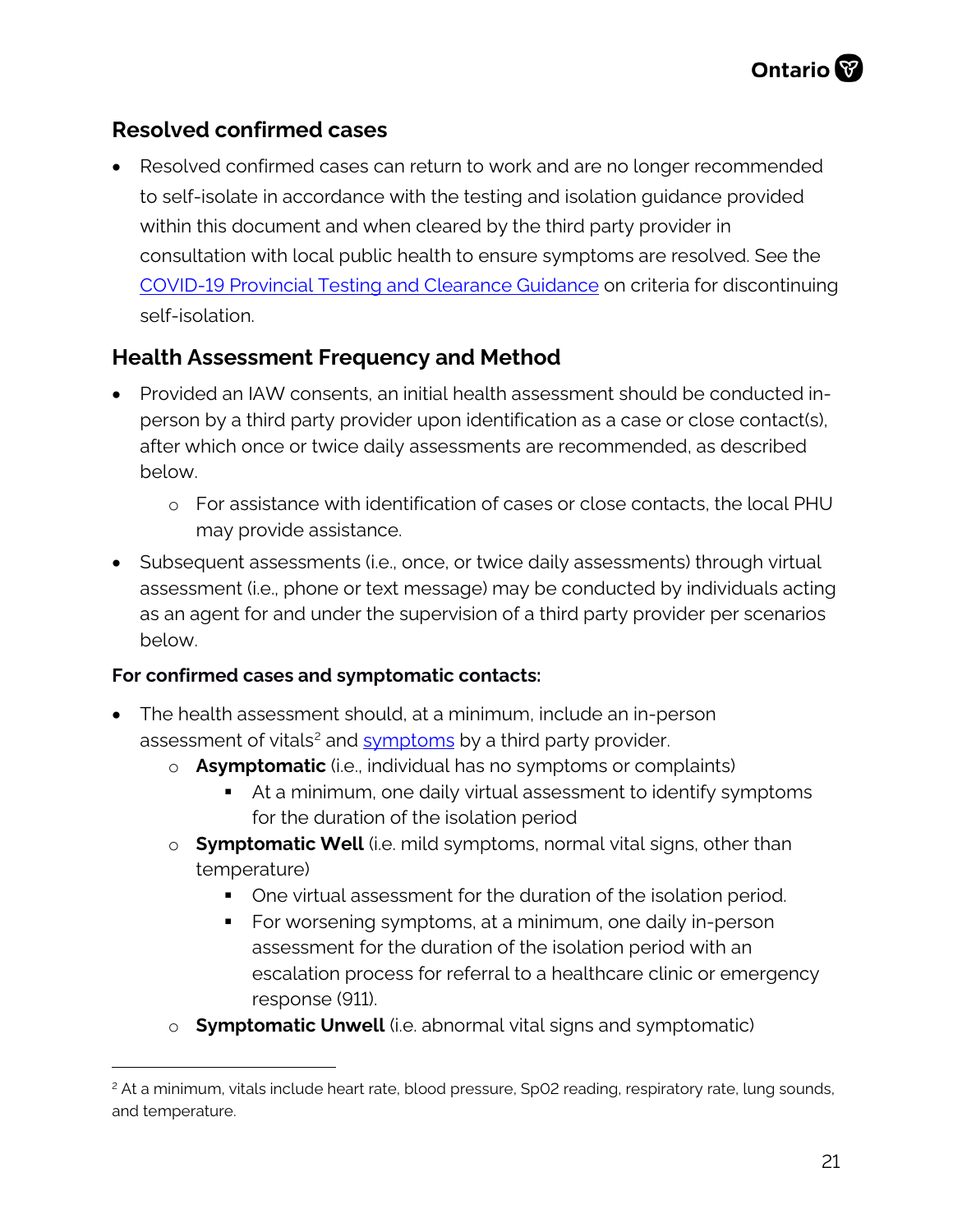## Resolved confirmed cases

- Resolved confirmed cases can return to work and are no longer recommended to self-isolate in accordance with the testing and isolation guidance provided within this document and when cleared by the third party provider in consultation with local public health to ensure symptoms are resolved. See the [COVID-19 Provincial Testing and Clearance Guidance]() on criteria for discontinuing self-isolation.

## Health Assessment Frequency and Method

- Provided an IAW consents, an initial health assessment should be conducted in-person by a third party provider upon identification as a case or close contact(s), after which once or twice daily assessments are recommended, as described below.
    - For assistance with identification of cases or close contacts, the local PHU may provide assistance.
- Subsequent assessments (i.e., once, or twice daily assessments) through virtual assessment (i.e., phone or text message) may be conducted by individuals acting as an agent for and under the supervision of a third party provider per scenarios below.

**For confirmed cases and symptomatic contacts:**

- The health assessment should, at a minimum, include an in-person assessment of vitals[2] and [symptoms]() by a third party provider.
    - **Asymptomatic** (i.e., individual has no symptoms or complaints)
        - At a minimum, one daily virtual assessment to identify symptoms for the duration of the isolation period
    - **Symptomatic Well** (i.e. mild symptoms, normal vital signs, other than temperature)
        - One virtual assessment for the duration of the isolation period.
        - For worsening symptoms, at a minimum, one daily in-person assessment for the duration of the isolation period with an escalation process for referral to a healthcare clinic or emergency response (911).
    - **Symptomatic Unwell** (i.e. abnormal vital signs and symptomatic)

[2] At a minimum, vitals include heart rate, blood pressure, Sp02 reading, respiratory rate, lung sounds, and temperature.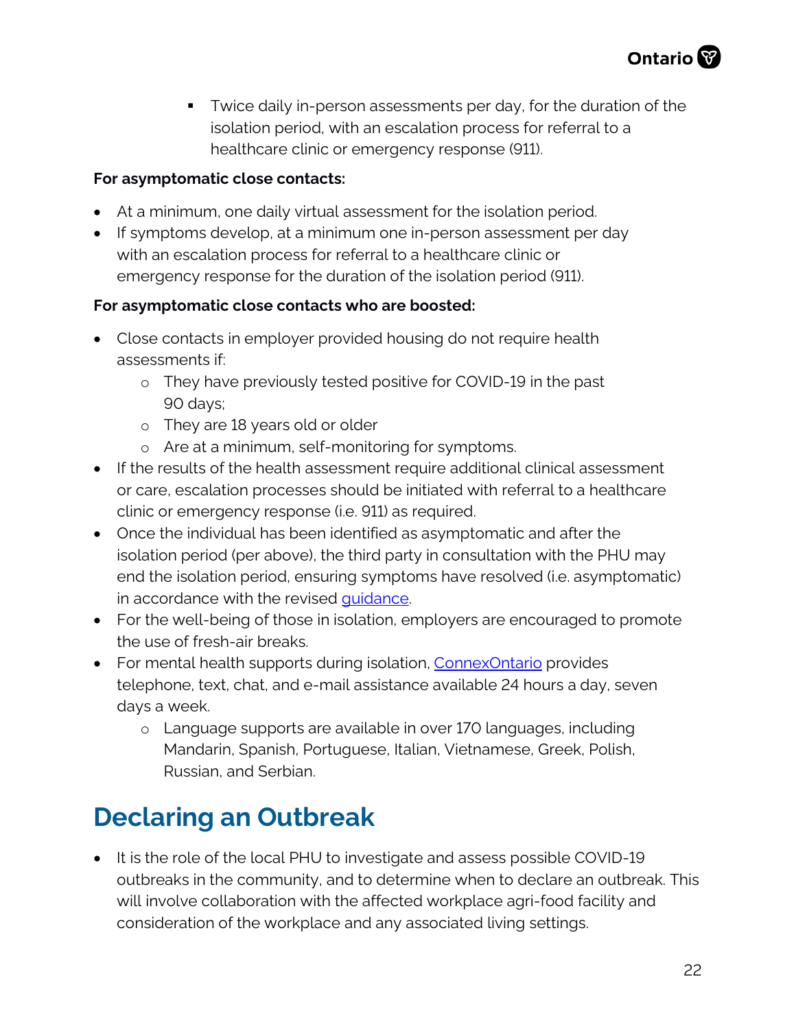- Twice daily in-person assessments per day, for the duration of the isolation period, with an escalation process for referral to a healthcare clinic or emergency response (911).

**For asymptomatic close contacts:**

- At a minimum, one daily virtual assessment for the isolation period.
- If symptoms develop, at a minimum one in-person assessment per day with an escalation process for referral to a healthcare clinic or emergency response for the duration of the isolation period (911).

**For asymptomatic close contacts who are boosted:**

- Close contacts in employer provided housing do not require health assessments if:
    - They have previously tested positive for COVID-19 in the past 90 days;
    - They are 18 years old or older
    - Are at a minimum, self-monitoring for symptoms.
- If the results of the health assessment require additional clinical assessment or care, escalation processes should be initiated with referral to a healthcare clinic or emergency response (i.e. 911) as required.
- Once the individual has been identified as asymptomatic and after the isolation period (per above), the third party in consultation with the PHU may end the isolation period, ensuring symptoms have resolved (i.e. asymptomatic) in accordance with the revised guidance.
- For the well-being of those in isolation, employers are encouraged to promote the use of fresh-air breaks.
- For mental health supports during isolation, ConnexOntario provides telephone, text, chat, and e-mail assistance available 24 hours a day, seven days a week.
    - Language supports are available in over 170 languages, including Mandarin, Spanish, Portuguese, Italian, Vietnamese, Greek, Polish, Russian, and Serbian.

## Declaring an Outbreak

- It is the role of the local PHU to investigate and assess possible COVID-19 outbreaks in the community, and to determine when to declare an outbreak. This will involve collaboration with the affected workplace agri-food facility and consideration of the workplace and any associated living settings.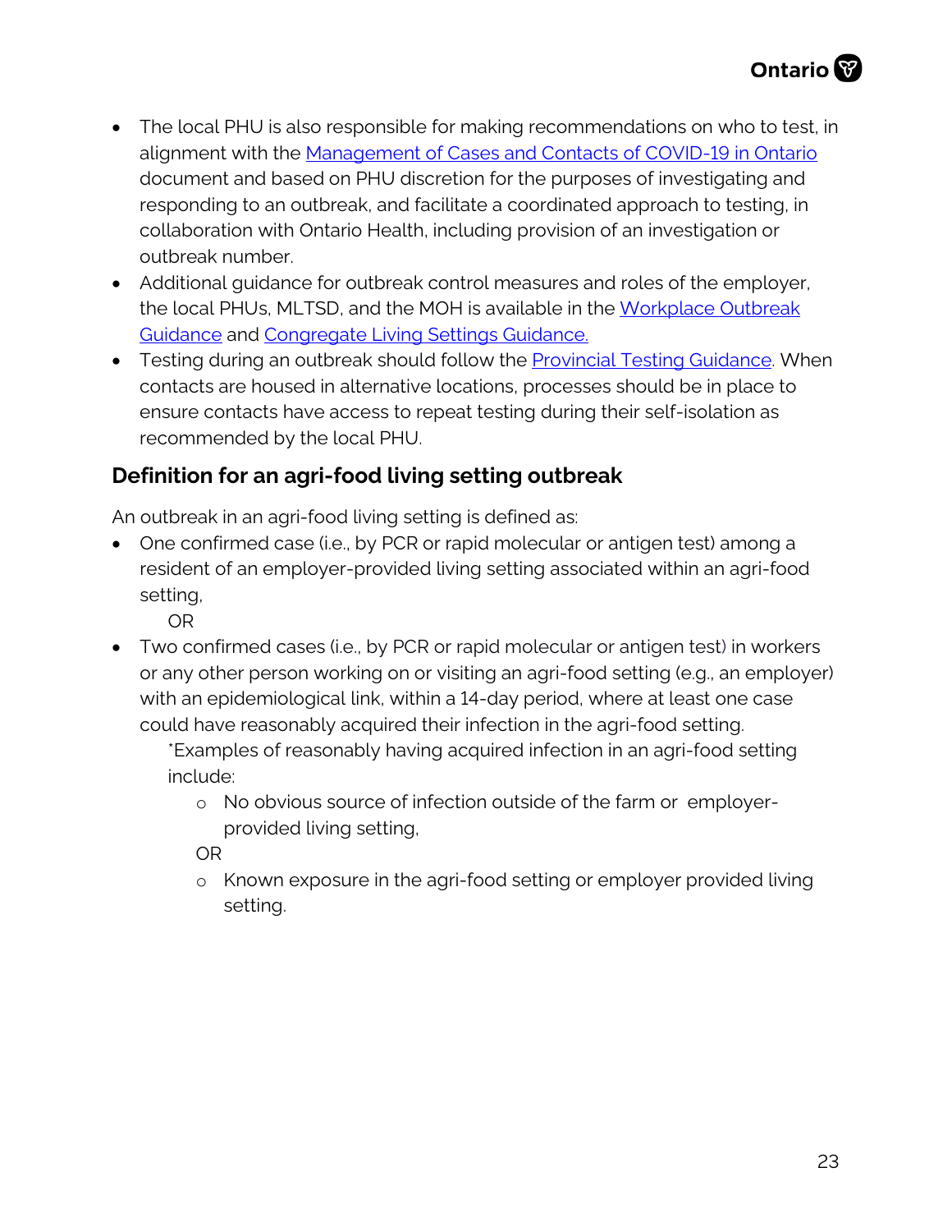- The local PHU is also responsible for making recommendations on who to test, in alignment with the [Management of Cases and Contacts of COVID-19 in Ontario]() document and based on PHU discretion for the purposes of investigating and responding to an outbreak, and facilitate a coordinated approach to testing, in collaboration with Ontario Health, including provision of an investigation or outbreak number.
- Additional guidance for outbreak control measures and roles of the employer, the local PHUs, MLTSD, and the MOH is available in the [Workplace Outbreak Guidance]() and [Congregate Living Settings Guidance.]()
- Testing during an outbreak should follow the [Provincial Testing Guidance](). When contacts are housed in alternative locations, processes should be in place to ensure contacts have access to repeat testing during their self-isolation as recommended by the local PHU.

## Definition for an agri-food living setting outbreak

An outbreak in an agri-food living setting is defined as:

- One confirmed case (i.e., by PCR or rapid molecular or antigen test) among a resident of an employer-provided living setting associated within an agri-food setting,

  OR

- Two confirmed cases (i.e., by PCR or rapid molecular or antigen test) in workers or any other person working on or visiting an agri-food setting (e.g., an employer) with an epidemiological link, within a 14-day period, where at least one case could have reasonably acquired their infection in the agri-food setting.

  *Examples of reasonably having acquired infection in an agri-food setting include:

  - No obvious source of infection outside of the farm or employer-provided living setting,

  OR

  - Known exposure in the agri-food setting or employer provided living setting.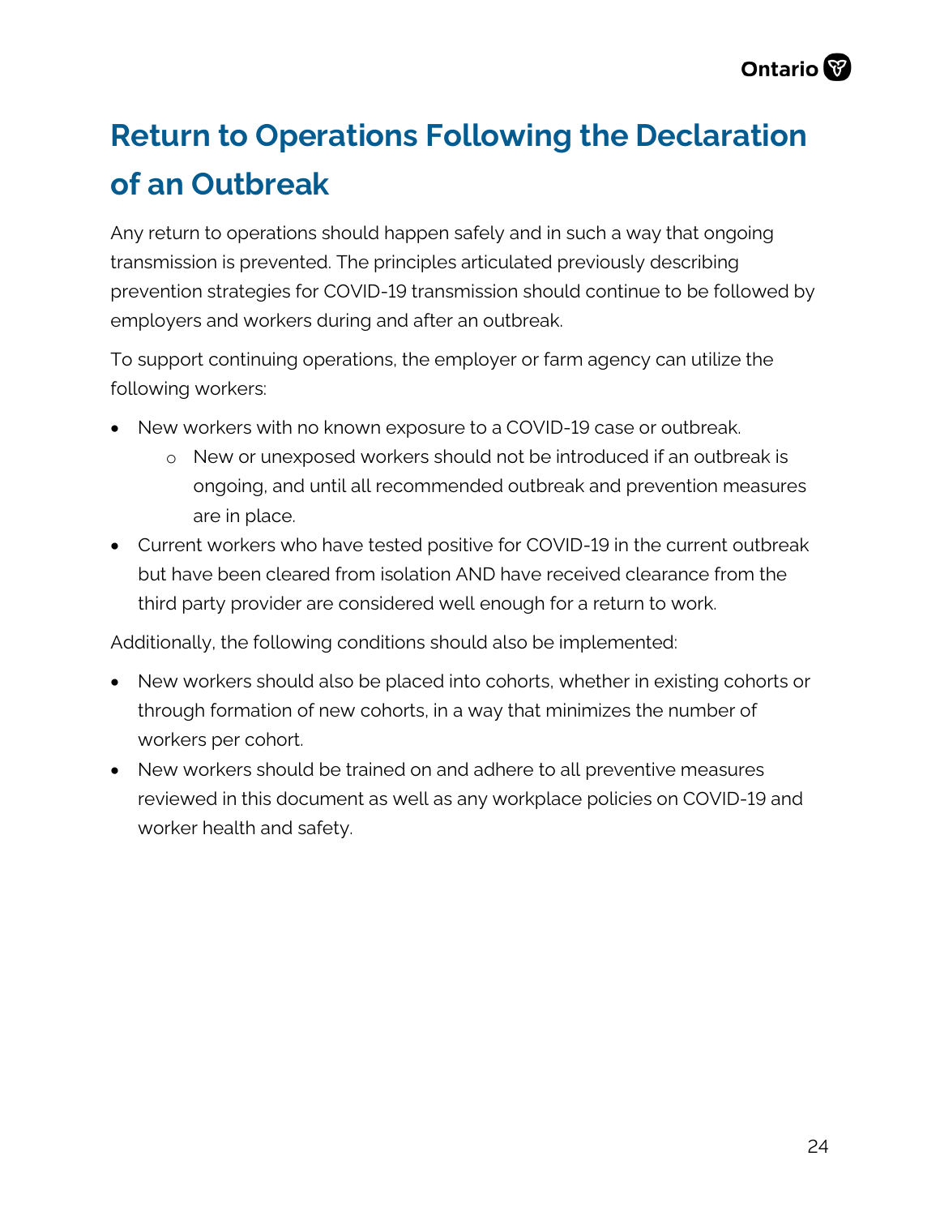# Return to Operations Following the Declaration of an Outbreak

Any return to operations should happen safely and in such a way that ongoing transmission is prevented. The principles articulated previously describing prevention strategies for COVID-19 transmission should continue to be followed by employers and workers during and after an outbreak.

To support continuing operations, the employer or farm agency can utilize the following workers:

- New workers with no known exposure to a COVID-19 case or outbreak.
  - New or unexposed workers should not be introduced if an outbreak is ongoing, and until all recommended outbreak and prevention measures are in place.
- Current workers who have tested positive for COVID-19 in the current outbreak but have been cleared from isolation AND have received clearance from the third party provider are considered well enough for a return to work.

Additionally, the following conditions should also be implemented:

- New workers should also be placed into cohorts, whether in existing cohorts or through formation of new cohorts, in a way that minimizes the number of workers per cohort.
- New workers should be trained on and adhere to all preventive measures reviewed in this document as well as any workplace policies on COVID-19 and worker health and safety.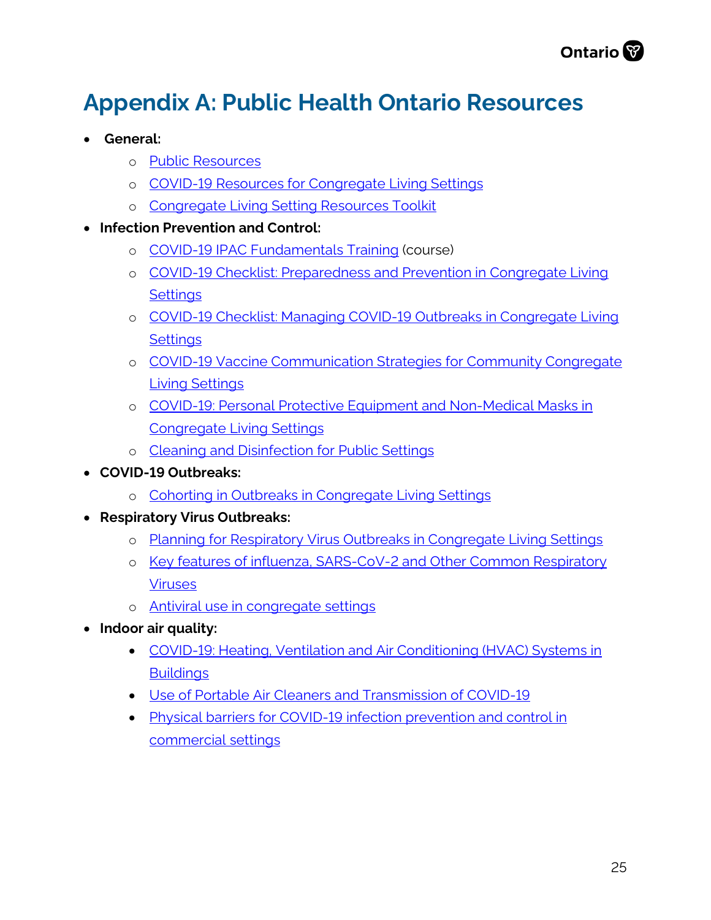# Appendix A: Public Health Ontario Resources

- **General:**
  - Public Resources
  - COVID-19 Resources for Congregate Living Settings
  - Congregate Living Setting Resources Toolkit
- **Infection Prevention and Control:**
  - COVID-19 IPAC Fundamentals Training (course)
  - COVID-19 Checklist: Preparedness and Prevention in Congregate Living Settings
  - COVID-19 Checklist: Managing COVID-19 Outbreaks in Congregate Living Settings
  - COVID-19 Vaccine Communication Strategies for Community Congregate Living Settings
  - COVID-19: Personal Protective Equipment and Non-Medical Masks in Congregate Living Settings
  - Cleaning and Disinfection for Public Settings
- **COVID-19 Outbreaks:**
  - Cohorting in Outbreaks in Congregate Living Settings
- **Respiratory Virus Outbreaks:**
  - Planning for Respiratory Virus Outbreaks in Congregate Living Settings
  - Key features of influenza, SARS-CoV-2 and Other Common Respiratory Viruses
  - Antiviral use in congregate settings
- **Indoor air quality:**
  - COVID-19: Heating, Ventilation and Air Conditioning (HVAC) Systems in Buildings
  - Use of Portable Air Cleaners and Transmission of COVID-19
  - Physical barriers for COVID-19 infection prevention and control in commercial settings